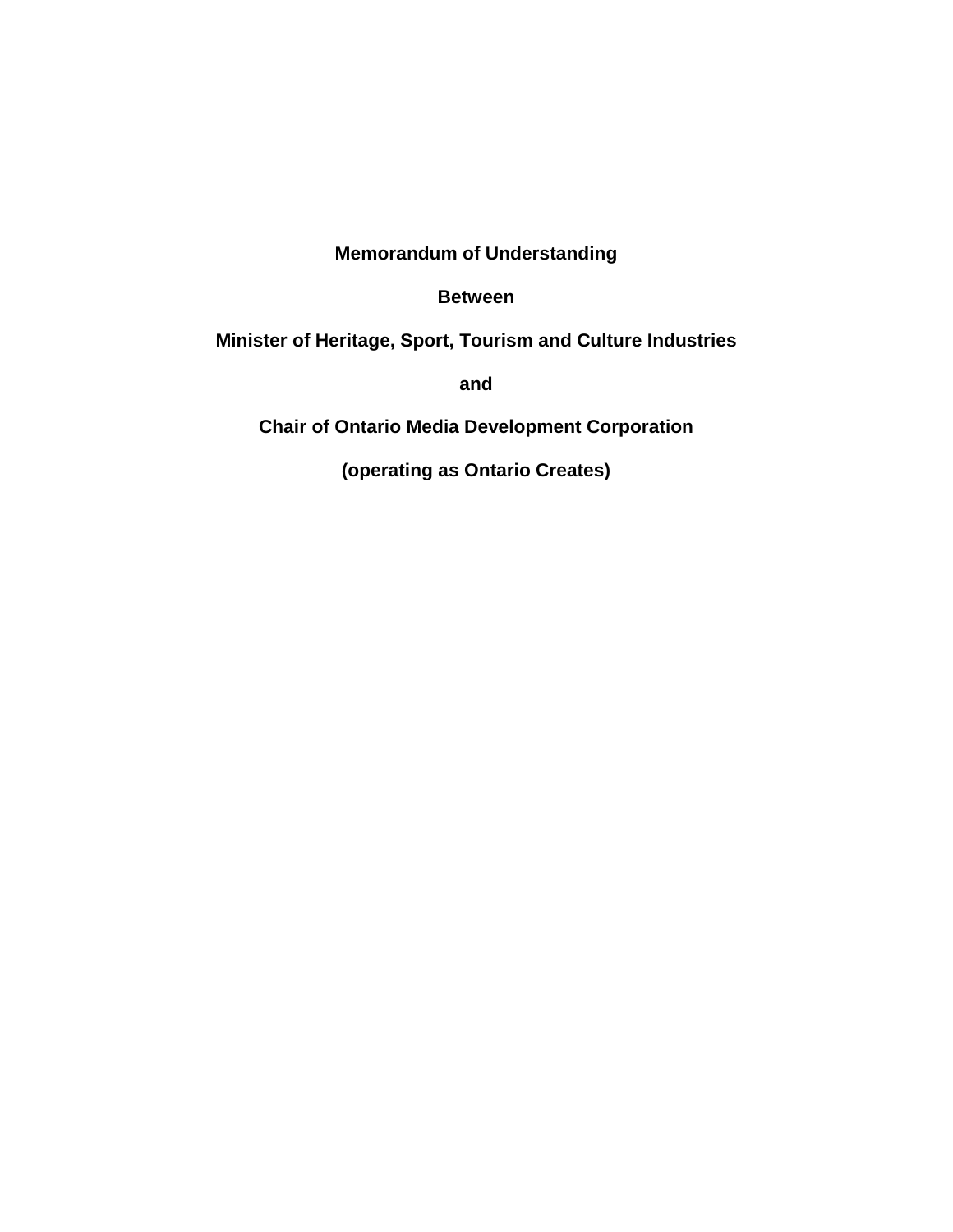**Memorandum of Understanding**

**Between**

**Minister of Heritage, Sport, Tourism and Culture Industries**

**and**

**Chair of Ontario Media Development Corporation**

**(operating as Ontario Creates)**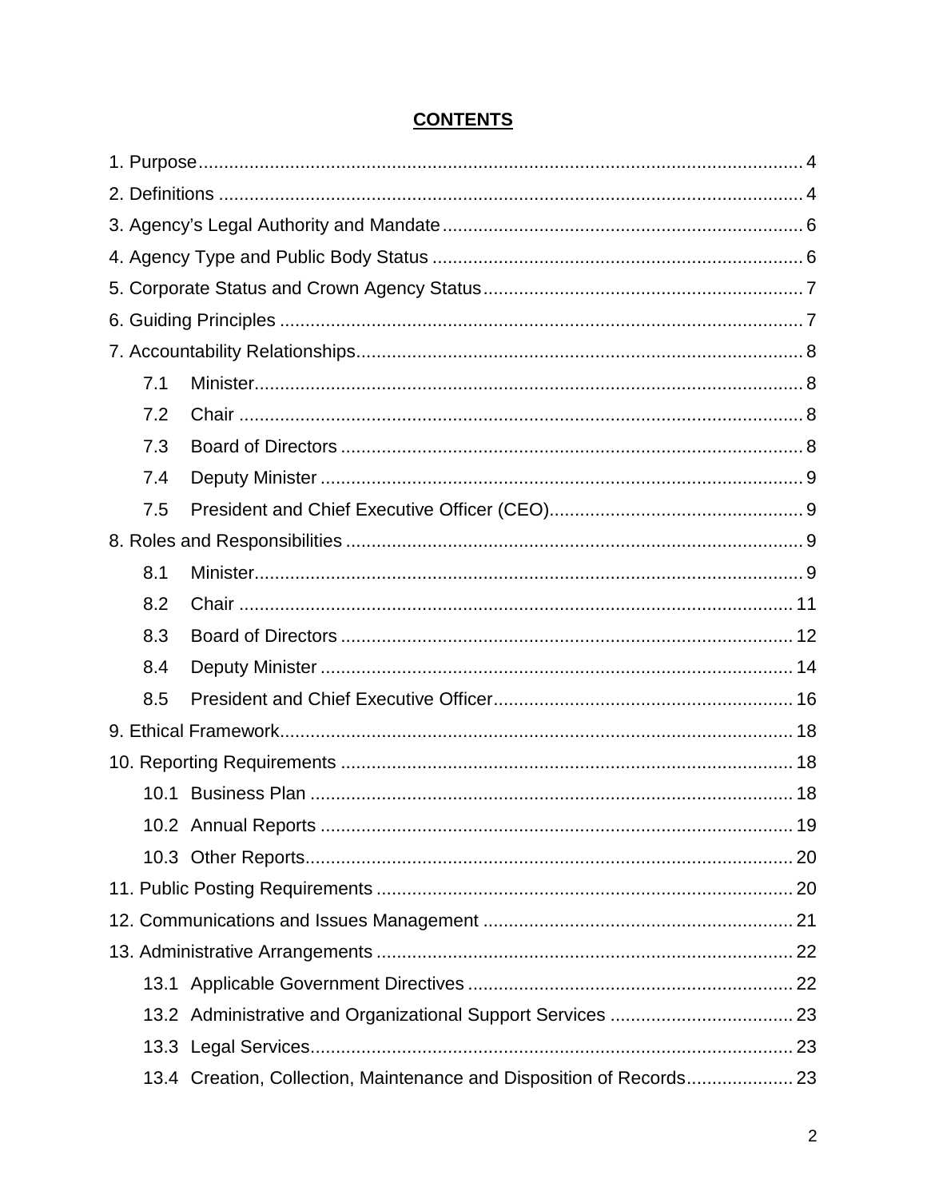# **CONTENTS**

1. Purpose ..... 4
2. Definitions ..... 4
3. Agency's Legal Authority and Mandate ..... 6
4. Agency Type and Public Body Status ..... 6
5. Corporate Status and Crown Agency Status ..... 7
6. Guiding Principles ..... 7
7. Accountability Relationships ..... 8
    - 7.1 Minister ..... 8
    - 7.2 Chair ..... 8
    - 7.3 Board of Directors ..... 8
    - 7.4 Deputy Minister ..... 9
    - 7.5 President and Chief Executive Officer (CEO) ..... 9
8. Roles and Responsibilities ..... 9
    - 8.1 Minister ..... 9
    - 8.2 Chair ..... 11
    - 8.3 Board of Directors ..... 12
    - 8.4 Deputy Minister ..... 14
    - 8.5 President and Chief Executive Officer ..... 16
9. Ethical Framework ..... 18
10. Reporting Requirements ..... 18
    - 10.1 Business Plan ..... 18
    - 10.2 Annual Reports ..... 19
    - 10.3 Other Reports ..... 20
11. Public Posting Requirements ..... 20
12. Communications and Issues Management ..... 21
13. Administrative Arrangements ..... 22
    - 13.1 Applicable Government Directives ..... 22
    - 13.2 Administrative and Organizational Support Services ..... 23
    - 13.3 Legal Services ..... 23
    - 13.4 Creation, Collection, Maintenance and Disposition of Records ..... 23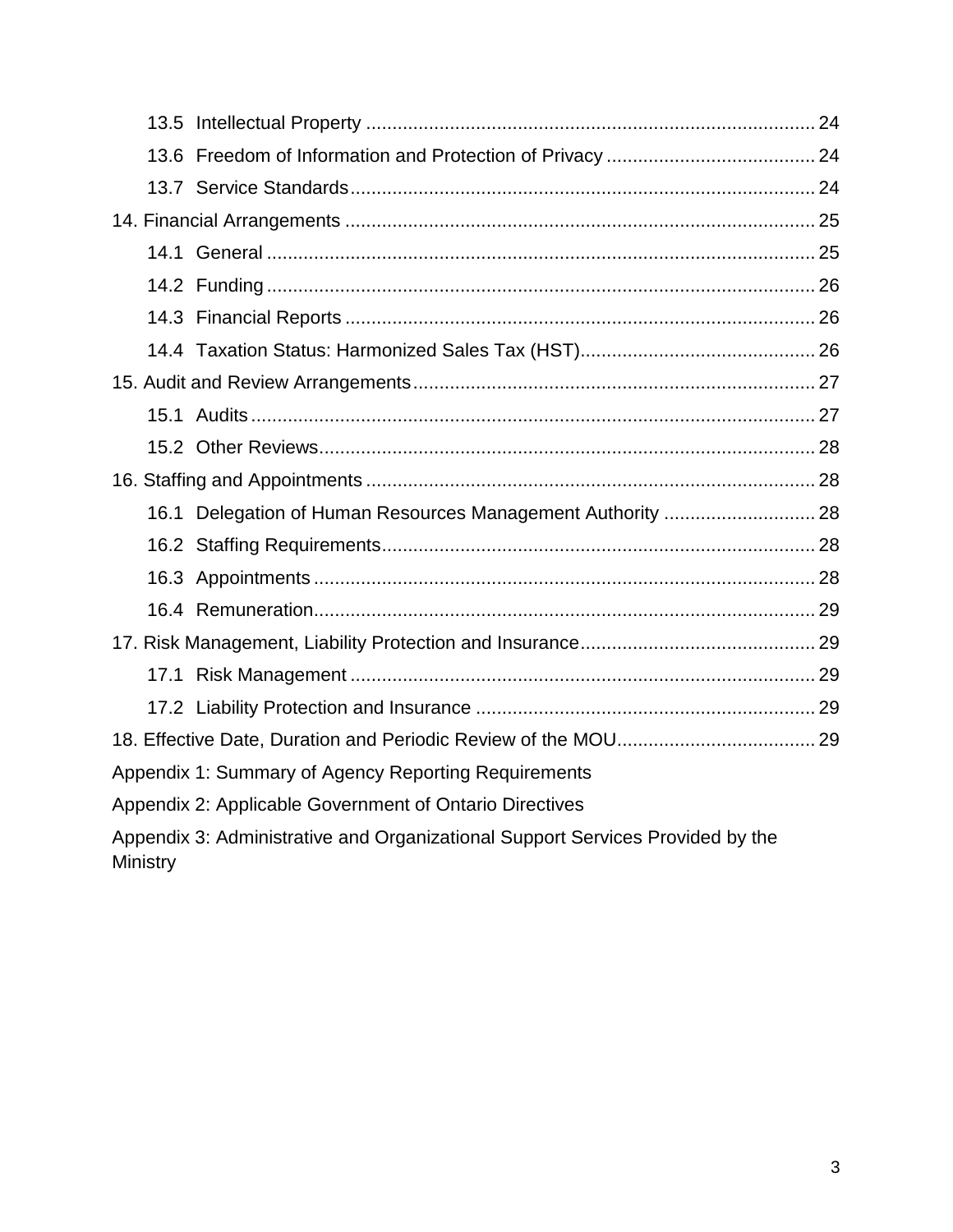- 13.5 Intellectual Property ..................... 24
- 13.6 Freedom of Information and Protection of Privacy ..................... 24
- 13.7 Service Standards ..................... 24

14. Financial Arrangements ..................... 25

- 14.1 General ..................... 25
- 14.2 Funding ..................... 26
- 14.3 Financial Reports ..................... 26
- 14.4 Taxation Status: Harmonized Sales Tax (HST) ..................... 26

15. Audit and Review Arrangements ..................... 27

- 15.1 Audits ..................... 27
- 15.2 Other Reviews ..................... 28

16. Staffing and Appointments ..................... 28

- 16.1 Delegation of Human Resources Management Authority ..................... 28
- 16.2 Staffing Requirements ..................... 28
- 16.3 Appointments ..................... 28
- 16.4 Remuneration ..................... 29

17. Risk Management, Liability Protection and Insurance ..................... 29

- 17.1 Risk Management ..................... 29
- 17.2 Liability Protection and Insurance ..................... 29

18. Effective Date, Duration and Periodic Review of the MOU ..................... 29

Appendix 1: Summary of Agency Reporting Requirements

Appendix 2: Applicable Government of Ontario Directives

Appendix 3: Administrative and Organizational Support Services Provided by the Ministry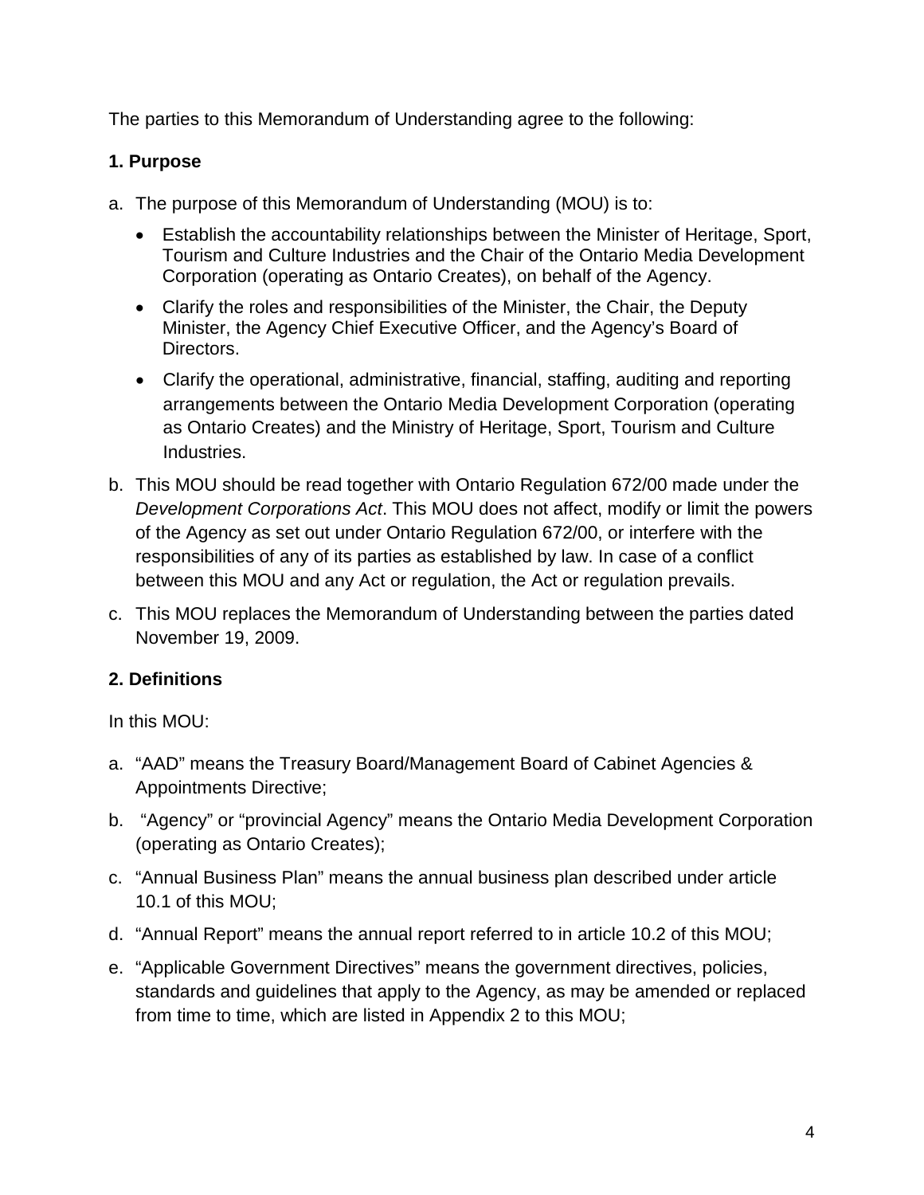The parties to this Memorandum of Understanding agree to the following:

## 1. Purpose

a. The purpose of this Memorandum of Understanding (MOU) is to:

   - Establish the accountability relationships between the Minister of Heritage, Sport, Tourism and Culture Industries and the Chair of the Ontario Media Development Corporation (operating as Ontario Creates), on behalf of the Agency.
   - Clarify the roles and responsibilities of the Minister, the Chair, the Deputy Minister, the Agency Chief Executive Officer, and the Agency's Board of Directors.
   - Clarify the operational, administrative, financial, staffing, auditing and reporting arrangements between the Ontario Media Development Corporation (operating as Ontario Creates) and the Ministry of Heritage, Sport, Tourism and Culture Industries.

b. This MOU should be read together with Ontario Regulation 672/00 made under the *Development Corporations Act*. This MOU does not affect, modify or limit the powers of the Agency as set out under Ontario Regulation 672/00, or interfere with the responsibilities of any of its parties as established by law. In case of a conflict between this MOU and any Act or regulation, the Act or regulation prevails.

c. This MOU replaces the Memorandum of Understanding between the parties dated November 19, 2009.

## 2. Definitions

In this MOU:

a. "AAD" means the Treasury Board/Management Board of Cabinet Agencies & Appointments Directive;

b. "Agency" or "provincial Agency" means the Ontario Media Development Corporation (operating as Ontario Creates);

c. "Annual Business Plan" means the annual business plan described under article 10.1 of this MOU;

d. "Annual Report" means the annual report referred to in article 10.2 of this MOU;

e. "Applicable Government Directives" means the government directives, policies, standards and guidelines that apply to the Agency, as may be amended or replaced from time to time, which are listed in Appendix 2 to this MOU;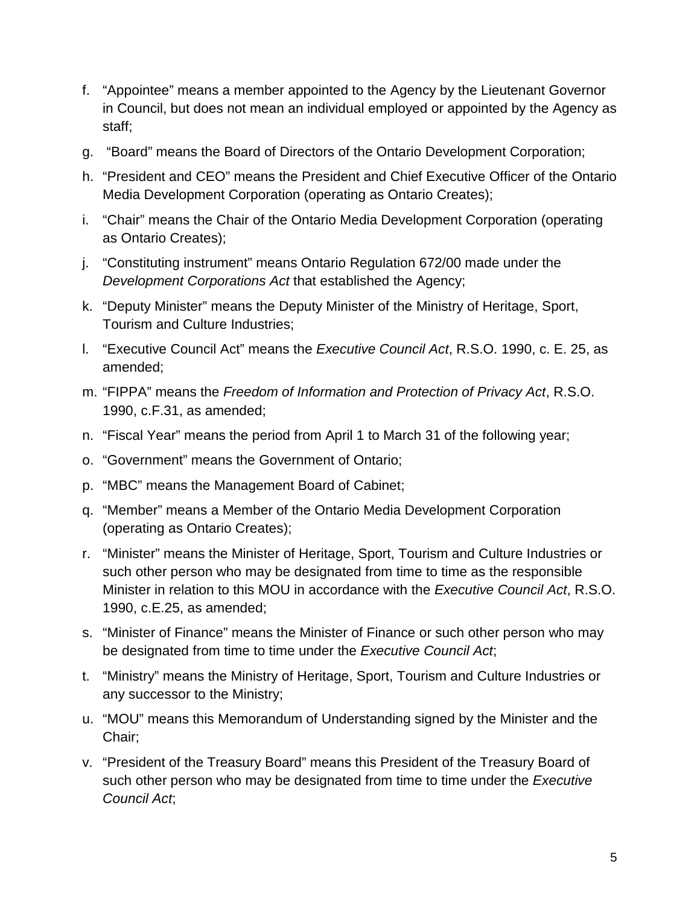f. "Appointee" means a member appointed to the Agency by the Lieutenant Governor in Council, but does not mean an individual employed or appointed by the Agency as staff;

g. "Board" means the Board of Directors of the Ontario Development Corporation;

h. "President and CEO" means the President and Chief Executive Officer of the Ontario Media Development Corporation (operating as Ontario Creates);

i. "Chair" means the Chair of the Ontario Media Development Corporation (operating as Ontario Creates);

j. "Constituting instrument" means Ontario Regulation 672/00 made under the *Development Corporations Act* that established the Agency;

k. "Deputy Minister" means the Deputy Minister of the Ministry of Heritage, Sport, Tourism and Culture Industries;

l. "Executive Council Act" means the *Executive Council Act*, R.S.O. 1990, c. E. 25, as amended;

m. "FIPPA" means the *Freedom of Information and Protection of Privacy Act*, R.S.O. 1990, c.F.31, as amended;

n. "Fiscal Year" means the period from April 1 to March 31 of the following year;

o. "Government" means the Government of Ontario;

p. "MBC" means the Management Board of Cabinet;

q. "Member" means a Member of the Ontario Media Development Corporation (operating as Ontario Creates);

r. "Minister" means the Minister of Heritage, Sport, Tourism and Culture Industries or such other person who may be designated from time to time as the responsible Minister in relation to this MOU in accordance with the *Executive Council Act*, R.S.O. 1990, c.E.25, as amended;

s. "Minister of Finance" means the Minister of Finance or such other person who may be designated from time to time under the *Executive Council Act*;

t. "Ministry" means the Ministry of Heritage, Sport, Tourism and Culture Industries or any successor to the Ministry;

u. "MOU" means this Memorandum of Understanding signed by the Minister and the Chair;

v. "President of the Treasury Board" means this President of the Treasury Board of such other person who may be designated from time to time under the *Executive Council Act*;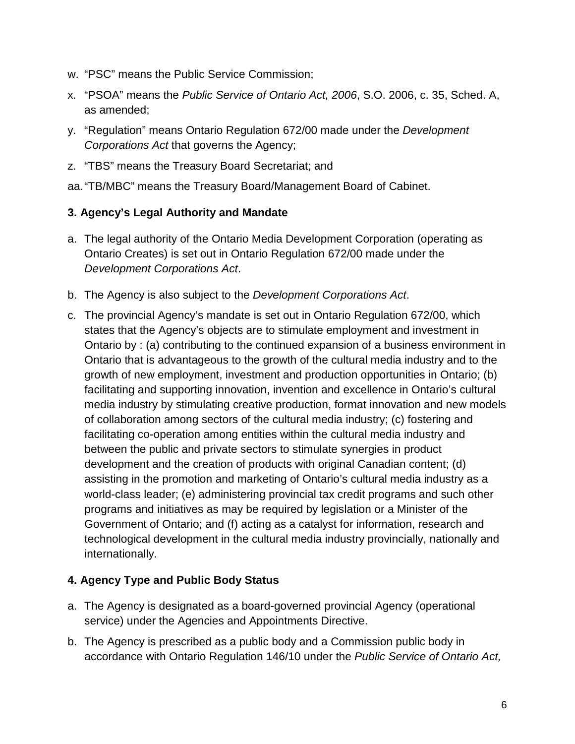w. "PSC" means the Public Service Commission;

x. "PSOA" means the *Public Service of Ontario Act, 2006*, S.O. 2006, c. 35, Sched. A, as amended;

y. "Regulation" means Ontario Regulation 672/00 made under the *Development Corporations Act* that governs the Agency;

z. "TBS" means the Treasury Board Secretariat; and

aa. "TB/MBC" means the Treasury Board/Management Board of Cabinet.

### 3. Agency's Legal Authority and Mandate

a. The legal authority of the Ontario Media Development Corporation (operating as Ontario Creates) is set out in Ontario Regulation 672/00 made under the *Development Corporations Act*.

b. The Agency is also subject to the *Development Corporations Act*.

c. The provincial Agency's mandate is set out in Ontario Regulation 672/00, which states that the Agency's objects are to stimulate employment and investment in Ontario by : (a) contributing to the continued expansion of a business environment in Ontario that is advantageous to the growth of the cultural media industry and to the growth of new employment, investment and production opportunities in Ontario; (b) facilitating and supporting innovation, invention and excellence in Ontario's cultural media industry by stimulating creative production, format innovation and new models of collaboration among sectors of the cultural media industry; (c) fostering and facilitating co-operation among entities within the cultural media industry and between the public and private sectors to stimulate synergies in product development and the creation of products with original Canadian content; (d) assisting in the promotion and marketing of Ontario's cultural media industry as a world-class leader; (e) administering provincial tax credit programs and such other programs and initiatives as may be required by legislation or a Minister of the Government of Ontario; and (f) acting as a catalyst for information, research and technological development in the cultural media industry provincially, nationally and internationally.

### 4. Agency Type and Public Body Status

a. The Agency is designated as a board-governed provincial Agency (operational service) under the Agencies and Appointments Directive.

b. The Agency is prescribed as a public body and a Commission public body in accordance with Ontario Regulation 146/10 under the *Public Service of Ontario Act,*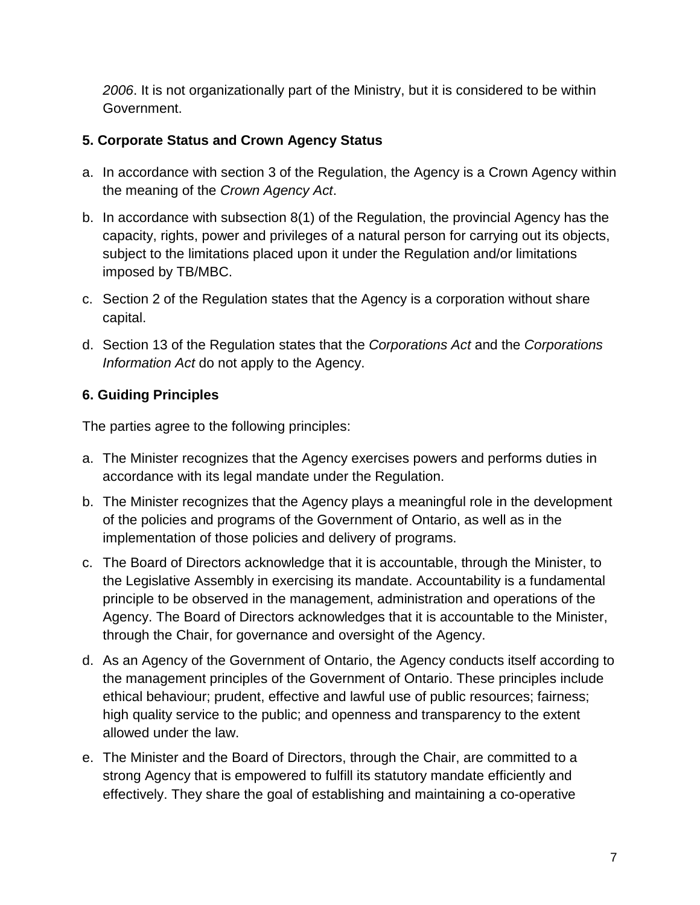*2006*. It is not organizationally part of the Ministry, but it is considered to be within Government.

### 5. Corporate Status and Crown Agency Status

a. In accordance with section 3 of the Regulation, the Agency is a Crown Agency within the meaning of the *Crown Agency Act*.

b. In accordance with subsection 8(1) of the Regulation, the provincial Agency has the capacity, rights, power and privileges of a natural person for carrying out its objects, subject to the limitations placed upon it under the Regulation and/or limitations imposed by TB/MBC.

c. Section 2 of the Regulation states that the Agency is a corporation without share capital.

d. Section 13 of the Regulation states that the *Corporations Act* and the *Corporations Information Act* do not apply to the Agency.

### 6. Guiding Principles

The parties agree to the following principles:

a. The Minister recognizes that the Agency exercises powers and performs duties in accordance with its legal mandate under the Regulation.

b. The Minister recognizes that the Agency plays a meaningful role in the development of the policies and programs of the Government of Ontario, as well as in the implementation of those policies and delivery of programs.

c. The Board of Directors acknowledge that it is accountable, through the Minister, to the Legislative Assembly in exercising its mandate. Accountability is a fundamental principle to be observed in the management, administration and operations of the Agency. The Board of Directors acknowledges that it is accountable to the Minister, through the Chair, for governance and oversight of the Agency.

d. As an Agency of the Government of Ontario, the Agency conducts itself according to the management principles of the Government of Ontario. These principles include ethical behaviour; prudent, effective and lawful use of public resources; fairness; high quality service to the public; and openness and transparency to the extent allowed under the law.

e. The Minister and the Board of Directors, through the Chair, are committed to a strong Agency that is empowered to fulfill its statutory mandate efficiently and effectively. They share the goal of establishing and maintaining a co-operative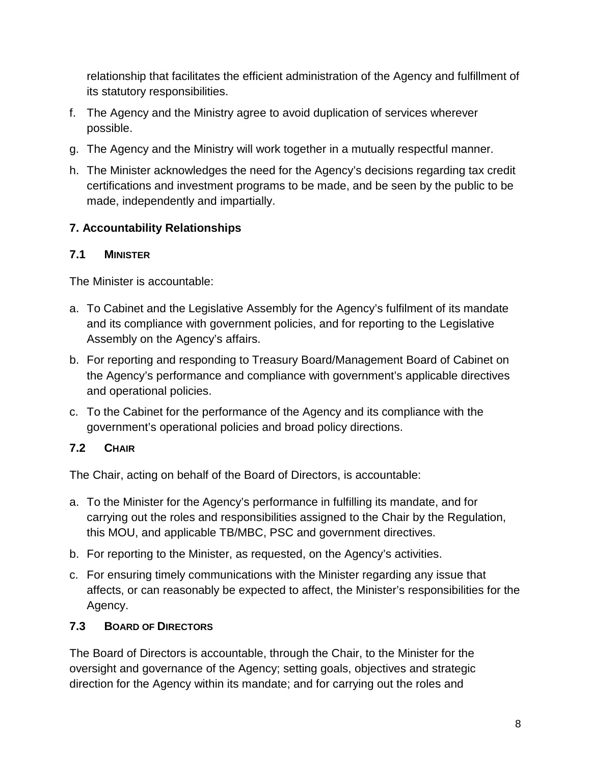relationship that facilitates the efficient administration of the Agency and fulfillment of its statutory responsibilities.

f. The Agency and the Ministry agree to avoid duplication of services wherever possible.

g. The Agency and the Ministry will work together in a mutually respectful manner.

h. The Minister acknowledges the need for the Agency's decisions regarding tax credit certifications and investment programs to be made, and be seen by the public to be made, independently and impartially.

## 7. Accountability Relationships

### 7.1 MINISTER

The Minister is accountable:

a. To Cabinet and the Legislative Assembly for the Agency's fulfilment of its mandate and its compliance with government policies, and for reporting to the Legislative Assembly on the Agency's affairs.

b. For reporting and responding to Treasury Board/Management Board of Cabinet on the Agency's performance and compliance with government's applicable directives and operational policies.

c. To the Cabinet for the performance of the Agency and its compliance with the government's operational policies and broad policy directions.

### 7.2 CHAIR

The Chair, acting on behalf of the Board of Directors, is accountable:

a. To the Minister for the Agency's performance in fulfilling its mandate, and for carrying out the roles and responsibilities assigned to the Chair by the Regulation, this MOU, and applicable TB/MBC, PSC and government directives.

b. For reporting to the Minister, as requested, on the Agency's activities.

c. For ensuring timely communications with the Minister regarding any issue that affects, or can reasonably be expected to affect, the Minister's responsibilities for the Agency.

### 7.3 BOARD OF DIRECTORS

The Board of Directors is accountable, through the Chair, to the Minister for the oversight and governance of the Agency; setting goals, objectives and strategic direction for the Agency within its mandate; and for carrying out the roles and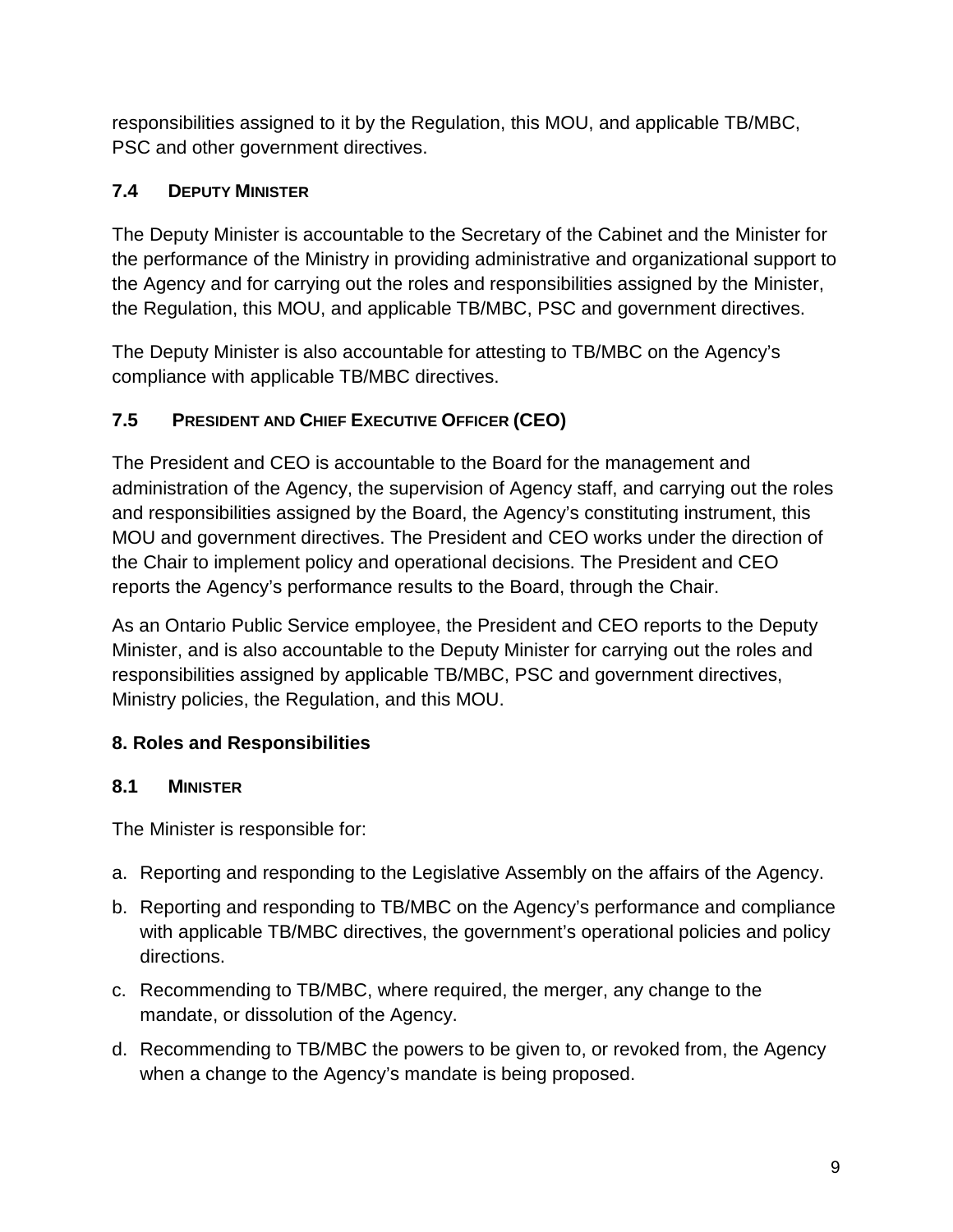responsibilities assigned to it by the Regulation, this MOU, and applicable TB/MBC, PSC and other government directives.

### 7.4 Deputy Minister

The Deputy Minister is accountable to the Secretary of the Cabinet and the Minister for the performance of the Ministry in providing administrative and organizational support to the Agency and for carrying out the roles and responsibilities assigned by the Minister, the Regulation, this MOU, and applicable TB/MBC, PSC and government directives.

The Deputy Minister is also accountable for attesting to TB/MBC on the Agency's compliance with applicable TB/MBC directives.

### 7.5 President and Chief Executive Officer (CEO)

The President and CEO is accountable to the Board for the management and administration of the Agency, the supervision of Agency staff, and carrying out the roles and responsibilities assigned by the Board, the Agency's constituting instrument, this MOU and government directives. The President and CEO works under the direction of the Chair to implement policy and operational decisions. The President and CEO reports the Agency's performance results to the Board, through the Chair.

As an Ontario Public Service employee, the President and CEO reports to the Deputy Minister, and is also accountable to the Deputy Minister for carrying out the roles and responsibilities assigned by applicable TB/MBC, PSC and government directives, Ministry policies, the Regulation, and this MOU.

## 8. Roles and Responsibilities

### 8.1 Minister

The Minister is responsible for:

a. Reporting and responding to the Legislative Assembly on the affairs of the Agency.

b. Reporting and responding to TB/MBC on the Agency's performance and compliance with applicable TB/MBC directives, the government's operational policies and policy directions.

c. Recommending to TB/MBC, where required, the merger, any change to the mandate, or dissolution of the Agency.

d. Recommending to TB/MBC the powers to be given to, or revoked from, the Agency when a change to the Agency's mandate is being proposed.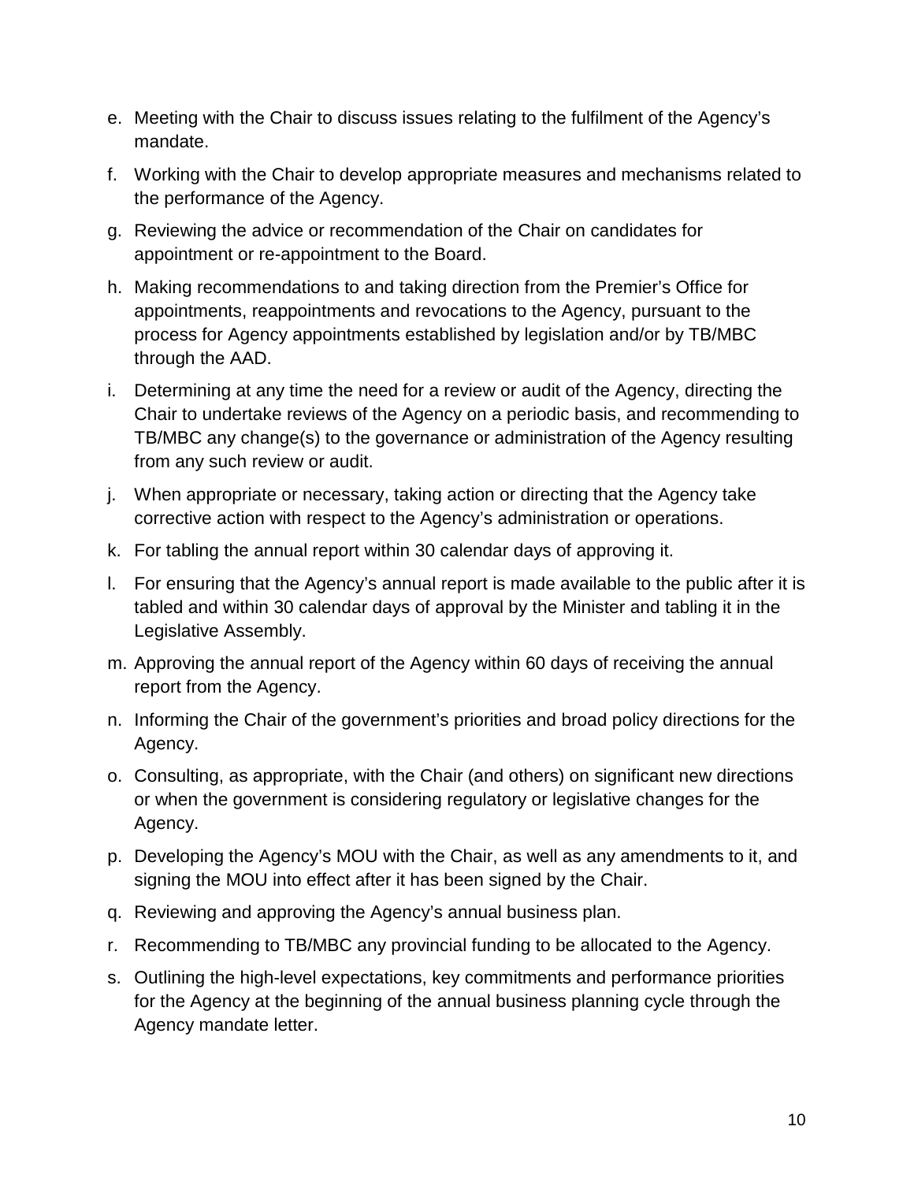e. Meeting with the Chair to discuss issues relating to the fulfilment of the Agency's mandate.

f. Working with the Chair to develop appropriate measures and mechanisms related to the performance of the Agency.

g. Reviewing the advice or recommendation of the Chair on candidates for appointment or re-appointment to the Board.

h. Making recommendations to and taking direction from the Premier's Office for appointments, reappointments and revocations to the Agency, pursuant to the process for Agency appointments established by legislation and/or by TB/MBC through the AAD.

i. Determining at any time the need for a review or audit of the Agency, directing the Chair to undertake reviews of the Agency on a periodic basis, and recommending to TB/MBC any change(s) to the governance or administration of the Agency resulting from any such review or audit.

j. When appropriate or necessary, taking action or directing that the Agency take corrective action with respect to the Agency's administration or operations.

k. For tabling the annual report within 30 calendar days of approving it.

l. For ensuring that the Agency's annual report is made available to the public after it is tabled and within 30 calendar days of approval by the Minister and tabling it in the Legislative Assembly.

m. Approving the annual report of the Agency within 60 days of receiving the annual report from the Agency.

n. Informing the Chair of the government's priorities and broad policy directions for the Agency.

o. Consulting, as appropriate, with the Chair (and others) on significant new directions or when the government is considering regulatory or legislative changes for the Agency.

p. Developing the Agency's MOU with the Chair, as well as any amendments to it, and signing the MOU into effect after it has been signed by the Chair.

q. Reviewing and approving the Agency's annual business plan.

r. Recommending to TB/MBC any provincial funding to be allocated to the Agency.

s. Outlining the high-level expectations, key commitments and performance priorities for the Agency at the beginning of the annual business planning cycle through the Agency mandate letter.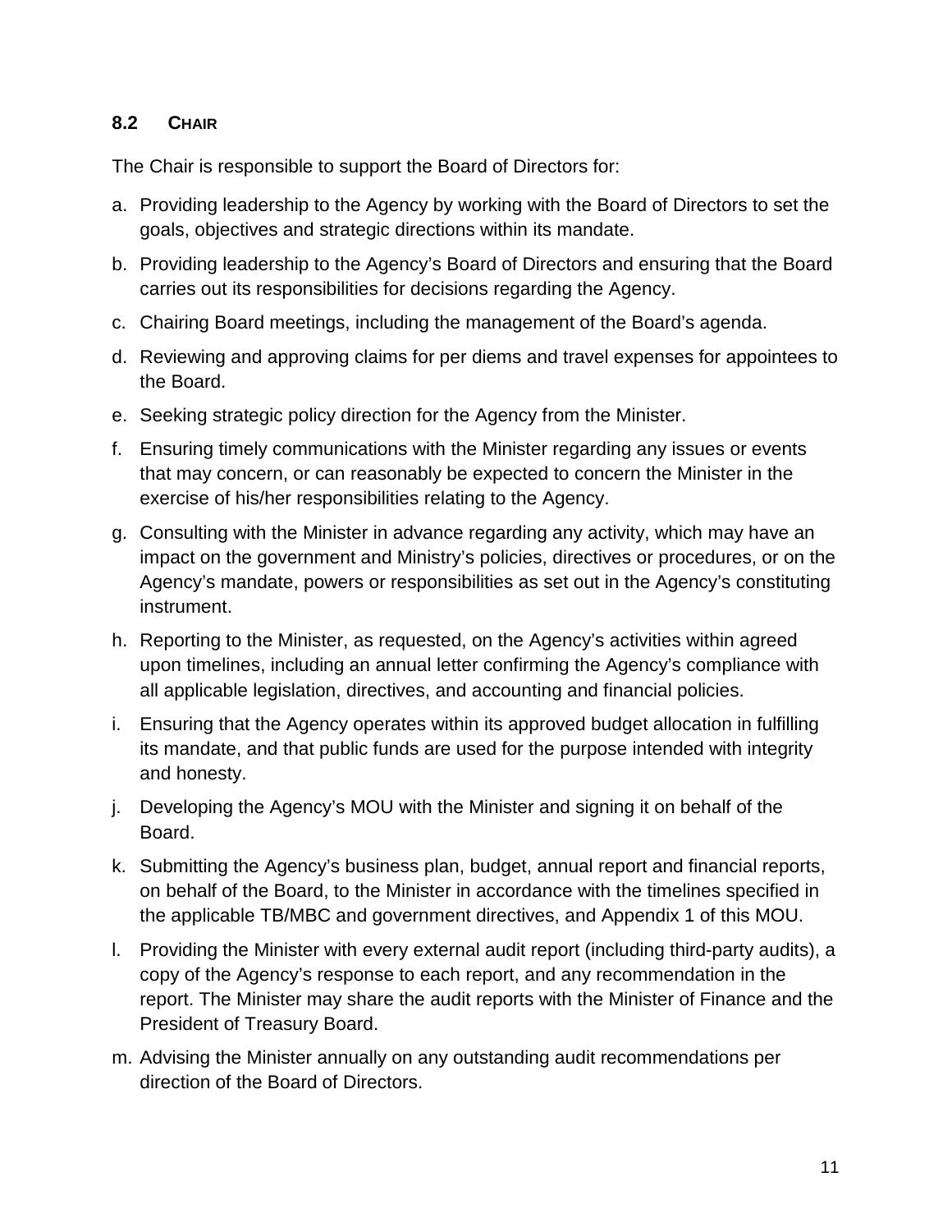### 8.2 CHAIR

The Chair is responsible to support the Board of Directors for:

a. Providing leadership to the Agency by working with the Board of Directors to set the goals, objectives and strategic directions within its mandate.
b. Providing leadership to the Agency's Board of Directors and ensuring that the Board carries out its responsibilities for decisions regarding the Agency.
c. Chairing Board meetings, including the management of the Board's agenda.
d. Reviewing and approving claims for per diems and travel expenses for appointees to the Board.
e. Seeking strategic policy direction for the Agency from the Minister.
f. Ensuring timely communications with the Minister regarding any issues or events that may concern, or can reasonably be expected to concern the Minister in the exercise of his/her responsibilities relating to the Agency.
g. Consulting with the Minister in advance regarding any activity, which may have an impact on the government and Ministry's policies, directives or procedures, or on the Agency's mandate, powers or responsibilities as set out in the Agency's constituting instrument.
h. Reporting to the Minister, as requested, on the Agency's activities within agreed upon timelines, including an annual letter confirming the Agency's compliance with all applicable legislation, directives, and accounting and financial policies.
i. Ensuring that the Agency operates within its approved budget allocation in fulfilling its mandate, and that public funds are used for the purpose intended with integrity and honesty.
j. Developing the Agency's MOU with the Minister and signing it on behalf of the Board.
k. Submitting the Agency's business plan, budget, annual report and financial reports, on behalf of the Board, to the Minister in accordance with the timelines specified in the applicable TB/MBC and government directives, and Appendix 1 of this MOU.
l. Providing the Minister with every external audit report (including third-party audits), a copy of the Agency's response to each report, and any recommendation in the report. The Minister may share the audit reports with the Minister of Finance and the President of Treasury Board.
m. Advising the Minister annually on any outstanding audit recommendations per direction of the Board of Directors.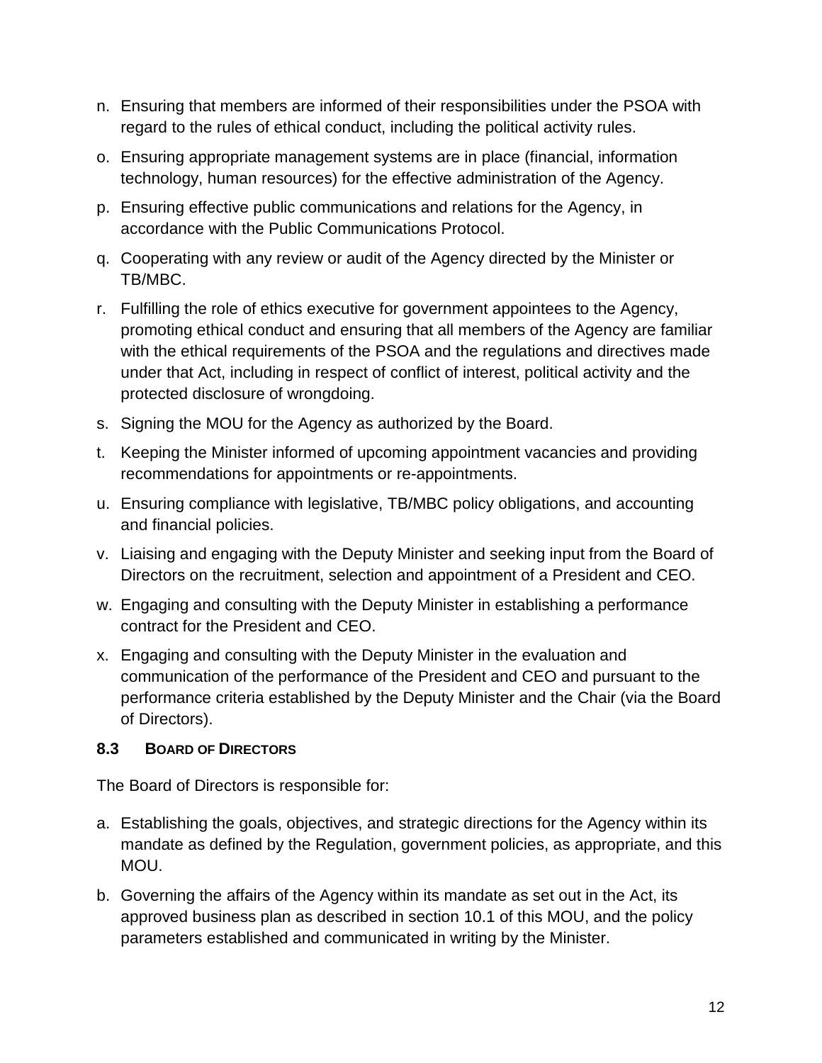n. Ensuring that members are informed of their responsibilities under the PSOA with regard to the rules of ethical conduct, including the political activity rules.

o. Ensuring appropriate management systems are in place (financial, information technology, human resources) for the effective administration of the Agency.

p. Ensuring effective public communications and relations for the Agency, in accordance with the Public Communications Protocol.

q. Cooperating with any review or audit of the Agency directed by the Minister or TB/MBC.

r. Fulfilling the role of ethics executive for government appointees to the Agency, promoting ethical conduct and ensuring that all members of the Agency are familiar with the ethical requirements of the PSOA and the regulations and directives made under that Act, including in respect of conflict of interest, political activity and the protected disclosure of wrongdoing.

s. Signing the MOU for the Agency as authorized by the Board.

t. Keeping the Minister informed of upcoming appointment vacancies and providing recommendations for appointments or re-appointments.

u. Ensuring compliance with legislative, TB/MBC policy obligations, and accounting and financial policies.

v. Liaising and engaging with the Deputy Minister and seeking input from the Board of Directors on the recruitment, selection and appointment of a President and CEO.

w. Engaging and consulting with the Deputy Minister in establishing a performance contract for the President and CEO.

x. Engaging and consulting with the Deputy Minister in the evaluation and communication of the performance of the President and CEO and pursuant to the performance criteria established by the Deputy Minister and the Chair (via the Board of Directors).

### 8.3 BOARD OF DIRECTORS

The Board of Directors is responsible for:

a. Establishing the goals, objectives, and strategic directions for the Agency within its mandate as defined by the Regulation, government policies, as appropriate, and this MOU.

b. Governing the affairs of the Agency within its mandate as set out in the Act, its approved business plan as described in section 10.1 of this MOU, and the policy parameters established and communicated in writing by the Minister.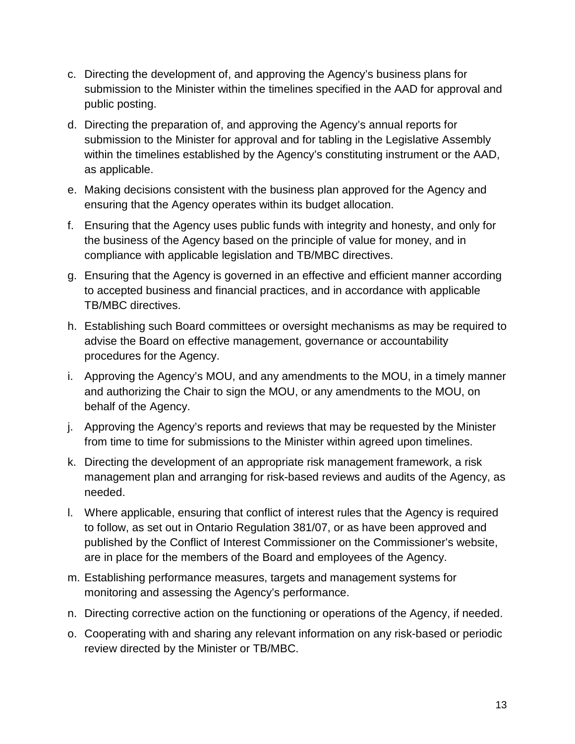c. Directing the development of, and approving the Agency's business plans for submission to the Minister within the timelines specified in the AAD for approval and public posting.

d. Directing the preparation of, and approving the Agency's annual reports for submission to the Minister for approval and for tabling in the Legislative Assembly within the timelines established by the Agency's constituting instrument or the AAD, as applicable.

e. Making decisions consistent with the business plan approved for the Agency and ensuring that the Agency operates within its budget allocation.

f. Ensuring that the Agency uses public funds with integrity and honesty, and only for the business of the Agency based on the principle of value for money, and in compliance with applicable legislation and TB/MBC directives.

g. Ensuring that the Agency is governed in an effective and efficient manner according to accepted business and financial practices, and in accordance with applicable TB/MBC directives.

h. Establishing such Board committees or oversight mechanisms as may be required to advise the Board on effective management, governance or accountability procedures for the Agency.

i. Approving the Agency's MOU, and any amendments to the MOU, in a timely manner and authorizing the Chair to sign the MOU, or any amendments to the MOU, on behalf of the Agency.

j. Approving the Agency's reports and reviews that may be requested by the Minister from time to time for submissions to the Minister within agreed upon timelines.

k. Directing the development of an appropriate risk management framework, a risk management plan and arranging for risk-based reviews and audits of the Agency, as needed.

l. Where applicable, ensuring that conflict of interest rules that the Agency is required to follow, as set out in Ontario Regulation 381/07, or as have been approved and published by the Conflict of Interest Commissioner on the Commissioner's website, are in place for the members of the Board and employees of the Agency.

m. Establishing performance measures, targets and management systems for monitoring and assessing the Agency's performance.

n. Directing corrective action on the functioning or operations of the Agency, if needed.

o. Cooperating with and sharing any relevant information on any risk-based or periodic review directed by the Minister or TB/MBC.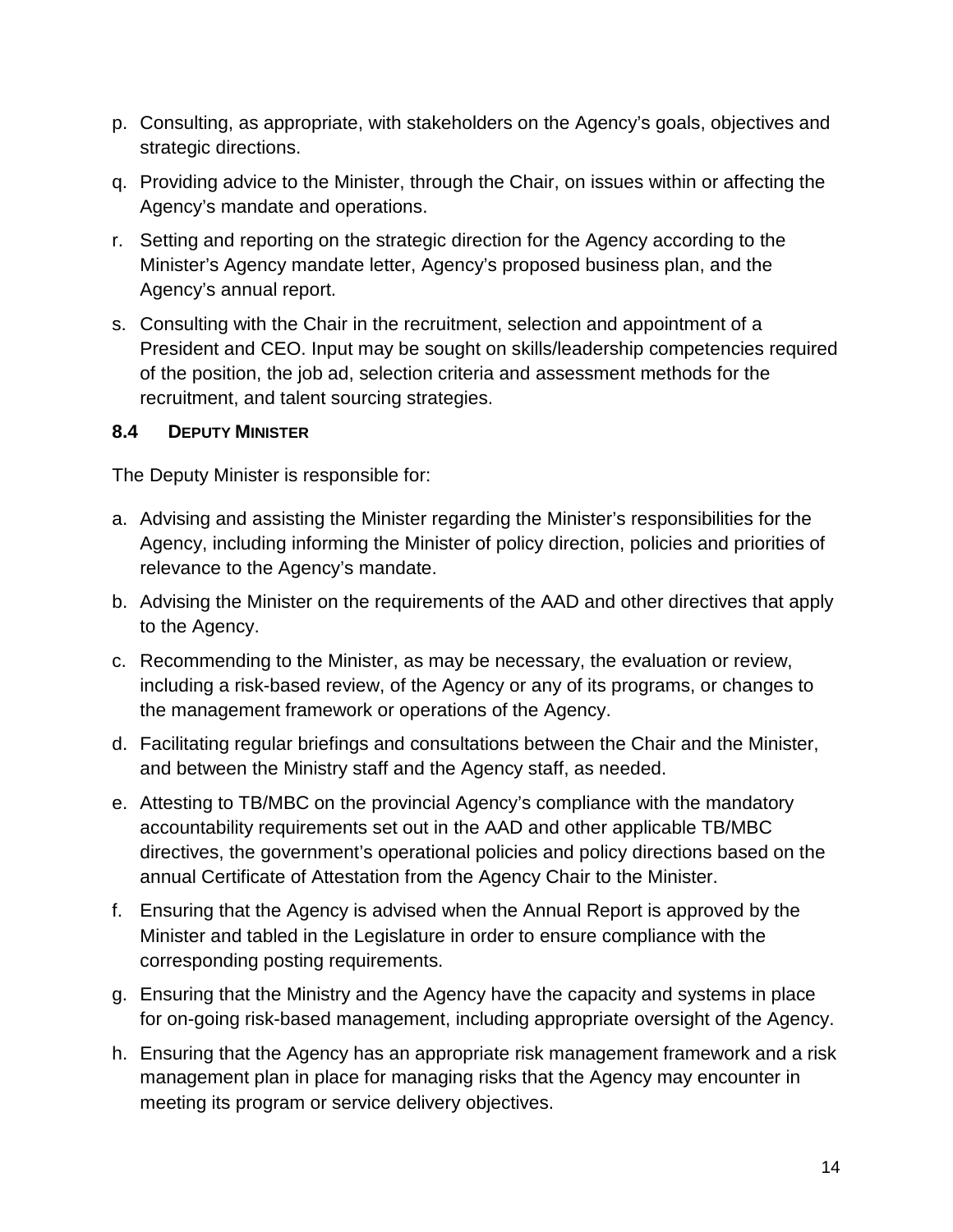p. Consulting, as appropriate, with stakeholders on the Agency's goals, objectives and strategic directions.

q. Providing advice to the Minister, through the Chair, on issues within or affecting the Agency's mandate and operations.

r. Setting and reporting on the strategic direction for the Agency according to the Minister's Agency mandate letter, Agency's proposed business plan, and the Agency's annual report.

s. Consulting with the Chair in the recruitment, selection and appointment of a President and CEO. Input may be sought on skills/leadership competencies required of the position, the job ad, selection criteria and assessment methods for the recruitment, and talent sourcing strategies.

### 8.4 Deputy Minister

The Deputy Minister is responsible for:

a. Advising and assisting the Minister regarding the Minister's responsibilities for the Agency, including informing the Minister of policy direction, policies and priorities of relevance to the Agency's mandate.

b. Advising the Minister on the requirements of the AAD and other directives that apply to the Agency.

c. Recommending to the Minister, as may be necessary, the evaluation or review, including a risk-based review, of the Agency or any of its programs, or changes to the management framework or operations of the Agency.

d. Facilitating regular briefings and consultations between the Chair and the Minister, and between the Ministry staff and the Agency staff, as needed.

e. Attesting to TB/MBC on the provincial Agency's compliance with the mandatory accountability requirements set out in the AAD and other applicable TB/MBC directives, the government's operational policies and policy directions based on the annual Certificate of Attestation from the Agency Chair to the Minister.

f. Ensuring that the Agency is advised when the Annual Report is approved by the Minister and tabled in the Legislature in order to ensure compliance with the corresponding posting requirements.

g. Ensuring that the Ministry and the Agency have the capacity and systems in place for on-going risk-based management, including appropriate oversight of the Agency.

h. Ensuring that the Agency has an appropriate risk management framework and a risk management plan in place for managing risks that the Agency may encounter in meeting its program or service delivery objectives.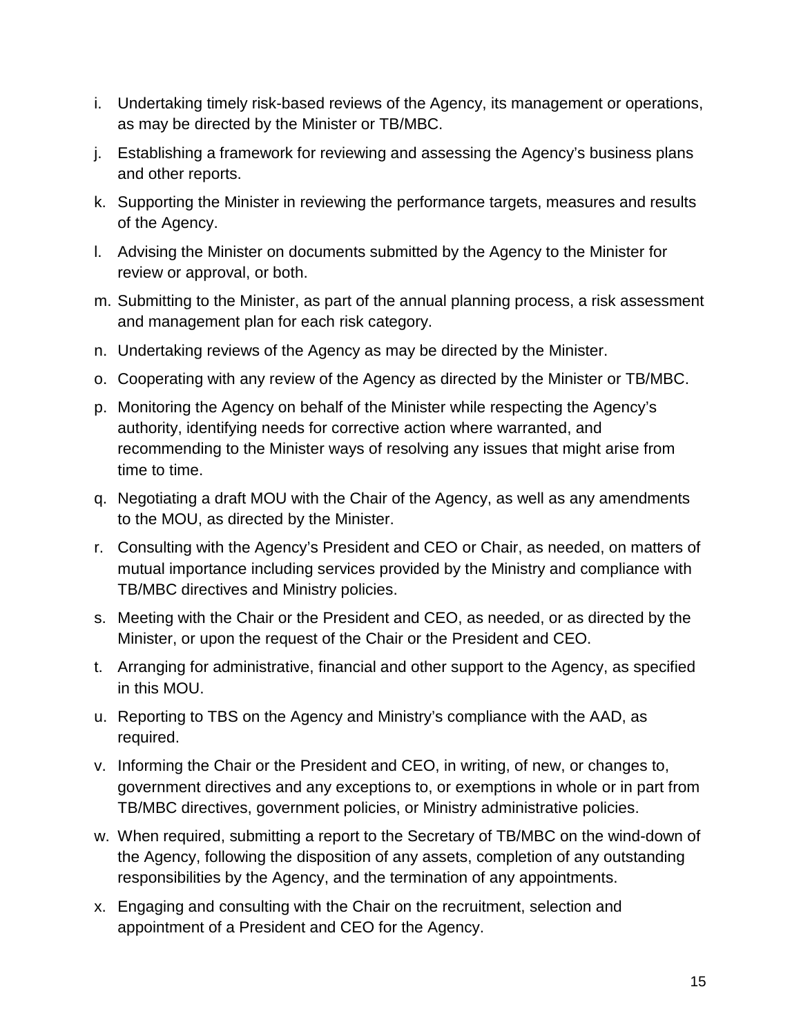i. Undertaking timely risk-based reviews of the Agency, its management or operations, as may be directed by the Minister or TB/MBC.

j. Establishing a framework for reviewing and assessing the Agency's business plans and other reports.

k. Supporting the Minister in reviewing the performance targets, measures and results of the Agency.

l. Advising the Minister on documents submitted by the Agency to the Minister for review or approval, or both.

m. Submitting to the Minister, as part of the annual planning process, a risk assessment and management plan for each risk category.

n. Undertaking reviews of the Agency as may be directed by the Minister.

o. Cooperating with any review of the Agency as directed by the Minister or TB/MBC.

p. Monitoring the Agency on behalf of the Minister while respecting the Agency's authority, identifying needs for corrective action where warranted, and recommending to the Minister ways of resolving any issues that might arise from time to time.

q. Negotiating a draft MOU with the Chair of the Agency, as well as any amendments to the MOU, as directed by the Minister.

r. Consulting with the Agency's President and CEO or Chair, as needed, on matters of mutual importance including services provided by the Ministry and compliance with TB/MBC directives and Ministry policies.

s. Meeting with the Chair or the President and CEO, as needed, or as directed by the Minister, or upon the request of the Chair or the President and CEO.

t. Arranging for administrative, financial and other support to the Agency, as specified in this MOU.

u. Reporting to TBS on the Agency and Ministry's compliance with the AAD, as required.

v. Informing the Chair or the President and CEO, in writing, of new, or changes to, government directives and any exceptions to, or exemptions in whole or in part from TB/MBC directives, government policies, or Ministry administrative policies.

w. When required, submitting a report to the Secretary of TB/MBC on the wind-down of the Agency, following the disposition of any assets, completion of any outstanding responsibilities by the Agency, and the termination of any appointments.

x. Engaging and consulting with the Chair on the recruitment, selection and appointment of a President and CEO for the Agency.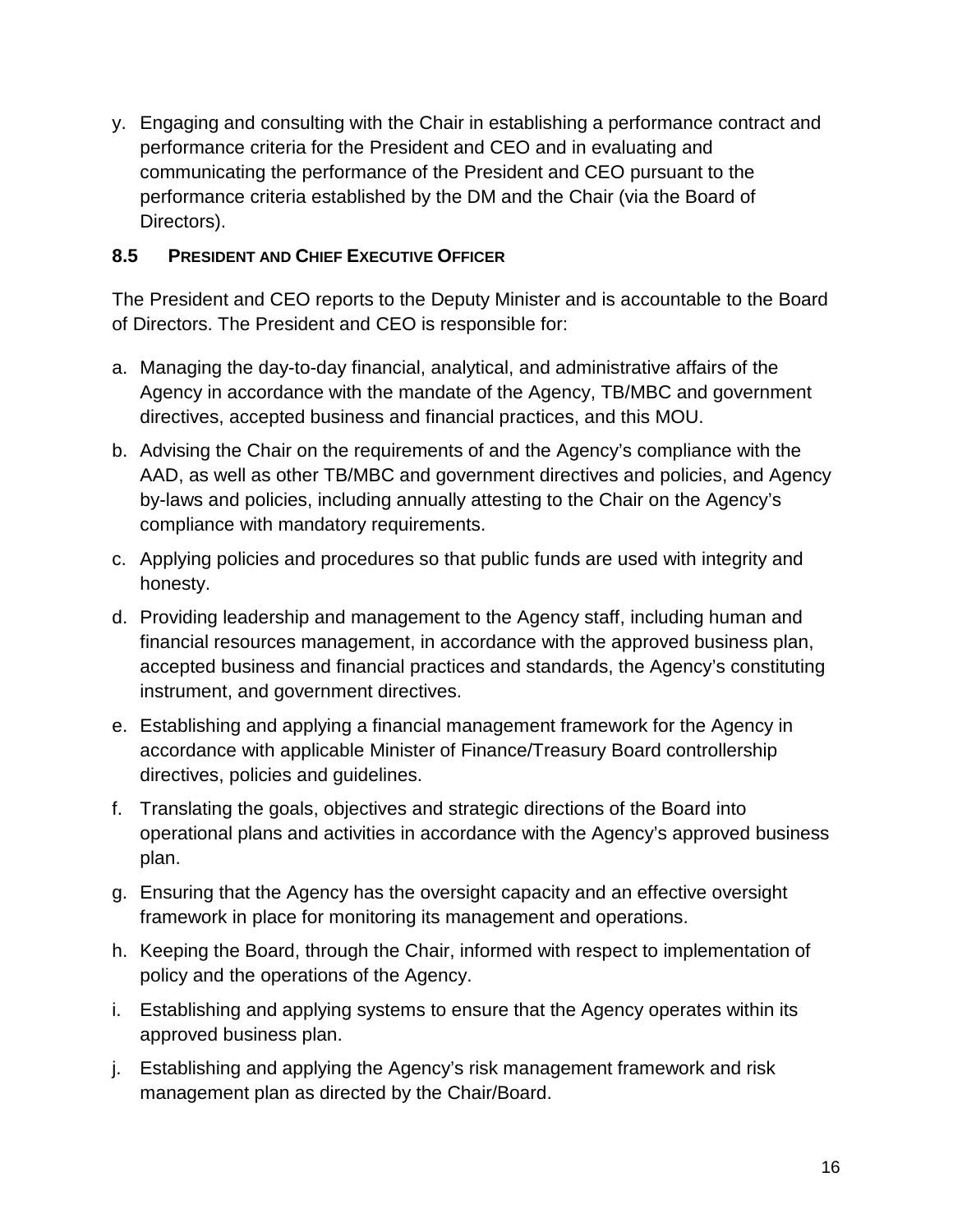y. Engaging and consulting with the Chair in establishing a performance contract and performance criteria for the President and CEO and in evaluating and communicating the performance of the President and CEO pursuant to the performance criteria established by the DM and the Chair (via the Board of Directors).

### 8.5 President and Chief Executive Officer

The President and CEO reports to the Deputy Minister and is accountable to the Board of Directors. The President and CEO is responsible for:

a. Managing the day-to-day financial, analytical, and administrative affairs of the Agency in accordance with the mandate of the Agency, TB/MBC and government directives, accepted business and financial practices, and this MOU.

b. Advising the Chair on the requirements of and the Agency's compliance with the AAD, as well as other TB/MBC and government directives and policies, and Agency by-laws and policies, including annually attesting to the Chair on the Agency's compliance with mandatory requirements.

c. Applying policies and procedures so that public funds are used with integrity and honesty.

d. Providing leadership and management to the Agency staff, including human and financial resources management, in accordance with the approved business plan, accepted business and financial practices and standards, the Agency's constituting instrument, and government directives.

e. Establishing and applying a financial management framework for the Agency in accordance with applicable Minister of Finance/Treasury Board controllership directives, policies and guidelines.

f. Translating the goals, objectives and strategic directions of the Board into operational plans and activities in accordance with the Agency's approved business plan.

g. Ensuring that the Agency has the oversight capacity and an effective oversight framework in place for monitoring its management and operations.

h. Keeping the Board, through the Chair, informed with respect to implementation of policy and the operations of the Agency.

i. Establishing and applying systems to ensure that the Agency operates within its approved business plan.

j. Establishing and applying the Agency's risk management framework and risk management plan as directed by the Chair/Board.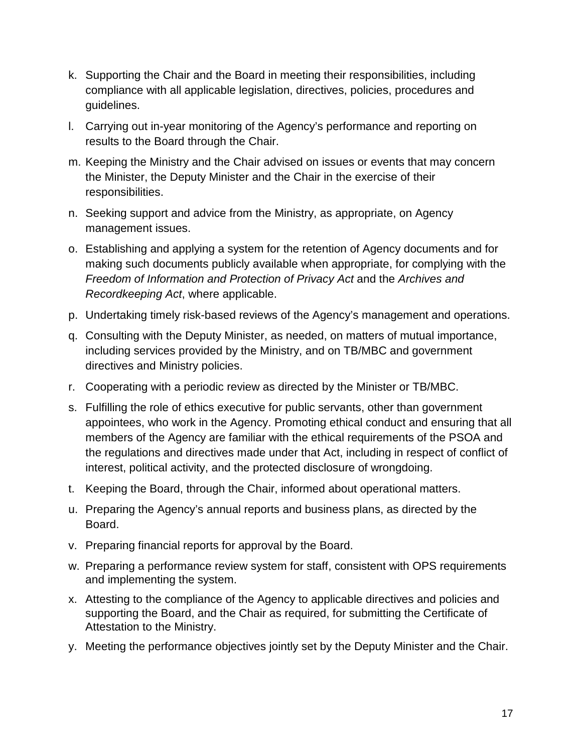k. Supporting the Chair and the Board in meeting their responsibilities, including compliance with all applicable legislation, directives, policies, procedures and guidelines.

l. Carrying out in-year monitoring of the Agency's performance and reporting on results to the Board through the Chair.

m. Keeping the Ministry and the Chair advised on issues or events that may concern the Minister, the Deputy Minister and the Chair in the exercise of their responsibilities.

n. Seeking support and advice from the Ministry, as appropriate, on Agency management issues.

o. Establishing and applying a system for the retention of Agency documents and for making such documents publicly available when appropriate, for complying with the *Freedom of Information and Protection of Privacy Act* and the *Archives and Recordkeeping Act*, where applicable.

p. Undertaking timely risk-based reviews of the Agency's management and operations.

q. Consulting with the Deputy Minister, as needed, on matters of mutual importance, including services provided by the Ministry, and on TB/MBC and government directives and Ministry policies.

r. Cooperating with a periodic review as directed by the Minister or TB/MBC.

s. Fulfilling the role of ethics executive for public servants, other than government appointees, who work in the Agency. Promoting ethical conduct and ensuring that all members of the Agency are familiar with the ethical requirements of the PSOA and the regulations and directives made under that Act, including in respect of conflict of interest, political activity, and the protected disclosure of wrongdoing.

t. Keeping the Board, through the Chair, informed about operational matters.

u. Preparing the Agency's annual reports and business plans, as directed by the Board.

v. Preparing financial reports for approval by the Board.

w. Preparing a performance review system for staff, consistent with OPS requirements and implementing the system.

x. Attesting to the compliance of the Agency to applicable directives and policies and supporting the Board, and the Chair as required, for submitting the Certificate of Attestation to the Ministry.

y. Meeting the performance objectives jointly set by the Deputy Minister and the Chair.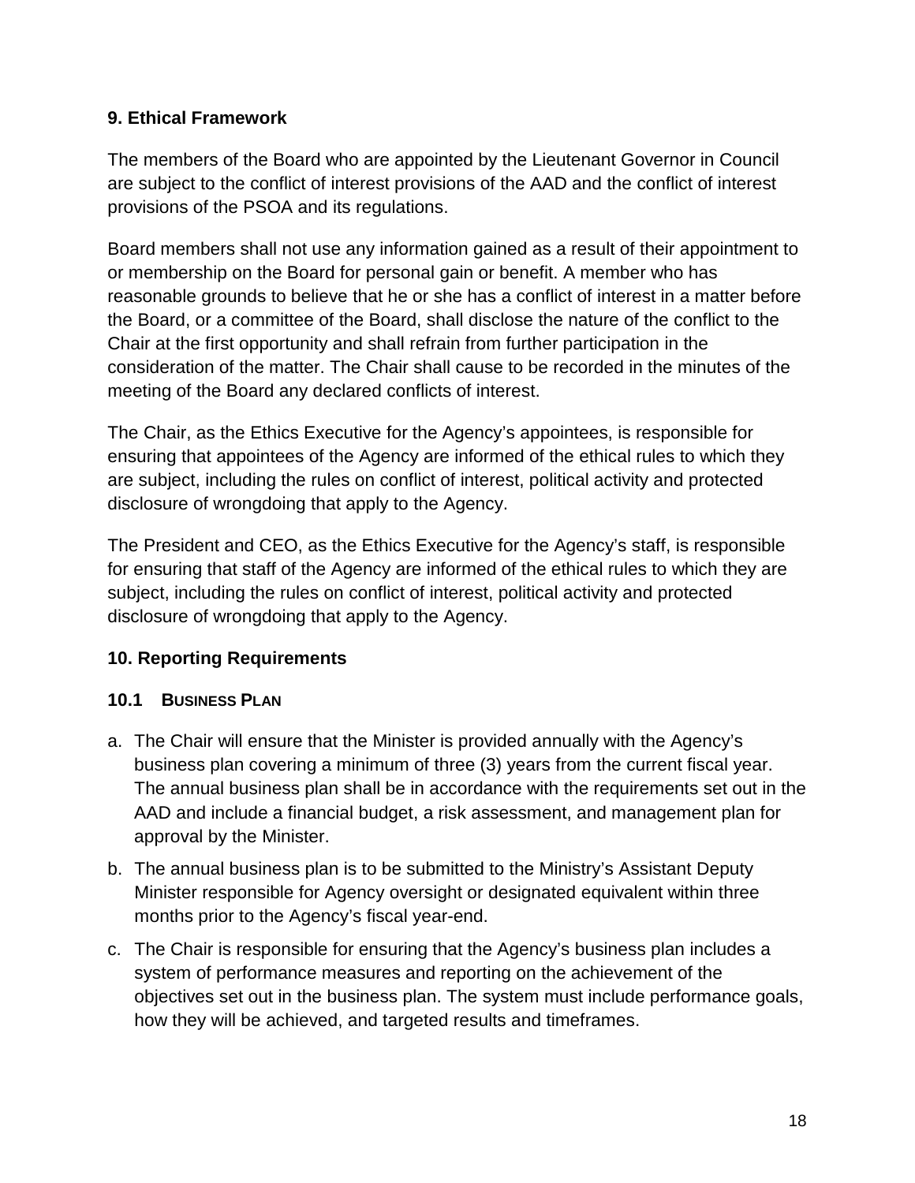## 9. Ethical Framework

The members of the Board who are appointed by the Lieutenant Governor in Council are subject to the conflict of interest provisions of the AAD and the conflict of interest provisions of the PSOA and its regulations.

Board members shall not use any information gained as a result of their appointment to or membership on the Board for personal gain or benefit. A member who has reasonable grounds to believe that he or she has a conflict of interest in a matter before the Board, or a committee of the Board, shall disclose the nature of the conflict to the Chair at the first opportunity and shall refrain from further participation in the consideration of the matter. The Chair shall cause to be recorded in the minutes of the meeting of the Board any declared conflicts of interest.

The Chair, as the Ethics Executive for the Agency's appointees, is responsible for ensuring that appointees of the Agency are informed of the ethical rules to which they are subject, including the rules on conflict of interest, political activity and protected disclosure of wrongdoing that apply to the Agency.

The President and CEO, as the Ethics Executive for the Agency's staff, is responsible for ensuring that staff of the Agency are informed of the ethical rules to which they are subject, including the rules on conflict of interest, political activity and protected disclosure of wrongdoing that apply to the Agency.

## 10. Reporting Requirements

### 10.1 Business Plan

a. The Chair will ensure that the Minister is provided annually with the Agency's business plan covering a minimum of three (3) years from the current fiscal year. The annual business plan shall be in accordance with the requirements set out in the AAD and include a financial budget, a risk assessment, and management plan for approval by the Minister.

b. The annual business plan is to be submitted to the Ministry's Assistant Deputy Minister responsible for Agency oversight or designated equivalent within three months prior to the Agency's fiscal year-end.

c. The Chair is responsible for ensuring that the Agency's business plan includes a system of performance measures and reporting on the achievement of the objectives set out in the business plan. The system must include performance goals, how they will be achieved, and targeted results and timeframes.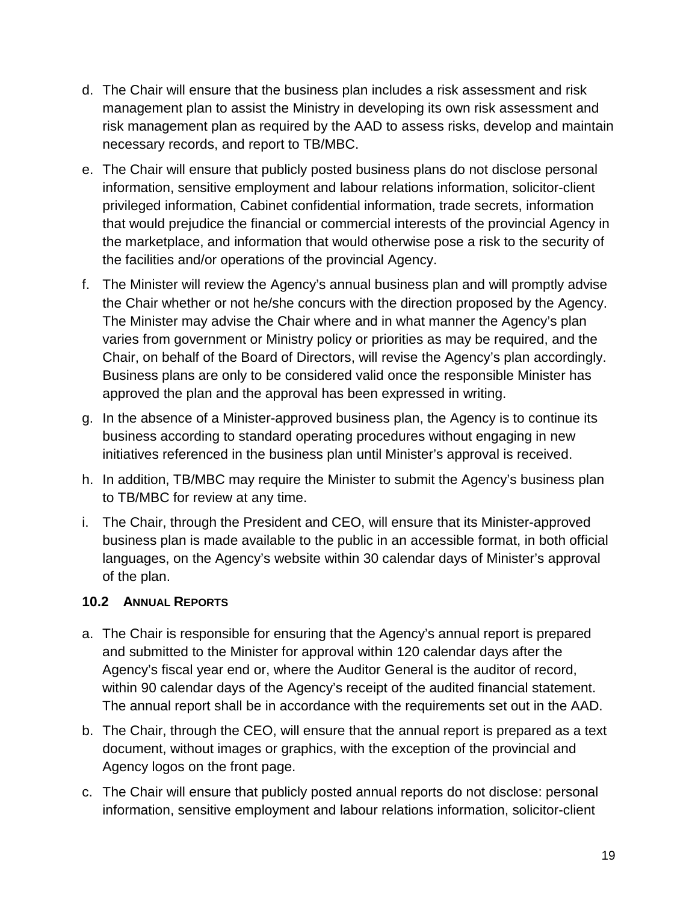d. The Chair will ensure that the business plan includes a risk assessment and risk management plan to assist the Ministry in developing its own risk assessment and risk management plan as required by the AAD to assess risks, develop and maintain necessary records, and report to TB/MBC.

e. The Chair will ensure that publicly posted business plans do not disclose personal information, sensitive employment and labour relations information, solicitor-client privileged information, Cabinet confidential information, trade secrets, information that would prejudice the financial or commercial interests of the provincial Agency in the marketplace, and information that would otherwise pose a risk to the security of the facilities and/or operations of the provincial Agency.

f. The Minister will review the Agency's annual business plan and will promptly advise the Chair whether or not he/she concurs with the direction proposed by the Agency. The Minister may advise the Chair where and in what manner the Agency's plan varies from government or Ministry policy or priorities as may be required, and the Chair, on behalf of the Board of Directors, will revise the Agency's plan accordingly. Business plans are only to be considered valid once the responsible Minister has approved the plan and the approval has been expressed in writing.

g. In the absence of a Minister-approved business plan, the Agency is to continue its business according to standard operating procedures without engaging in new initiatives referenced in the business plan until Minister's approval is received.

h. In addition, TB/MBC may require the Minister to submit the Agency's business plan to TB/MBC for review at any time.

i. The Chair, through the President and CEO, will ensure that its Minister-approved business plan is made available to the public in an accessible format, in both official languages, on the Agency's website within 30 calendar days of Minister's approval of the plan.

### 10.2 Annual Reports

a. The Chair is responsible for ensuring that the Agency's annual report is prepared and submitted to the Minister for approval within 120 calendar days after the Agency's fiscal year end or, where the Auditor General is the auditor of record, within 90 calendar days of the Agency's receipt of the audited financial statement. The annual report shall be in accordance with the requirements set out in the AAD.

b. The Chair, through the CEO, will ensure that the annual report is prepared as a text document, without images or graphics, with the exception of the provincial and Agency logos on the front page.

c. The Chair will ensure that publicly posted annual reports do not disclose: personal information, sensitive employment and labour relations information, solicitor-client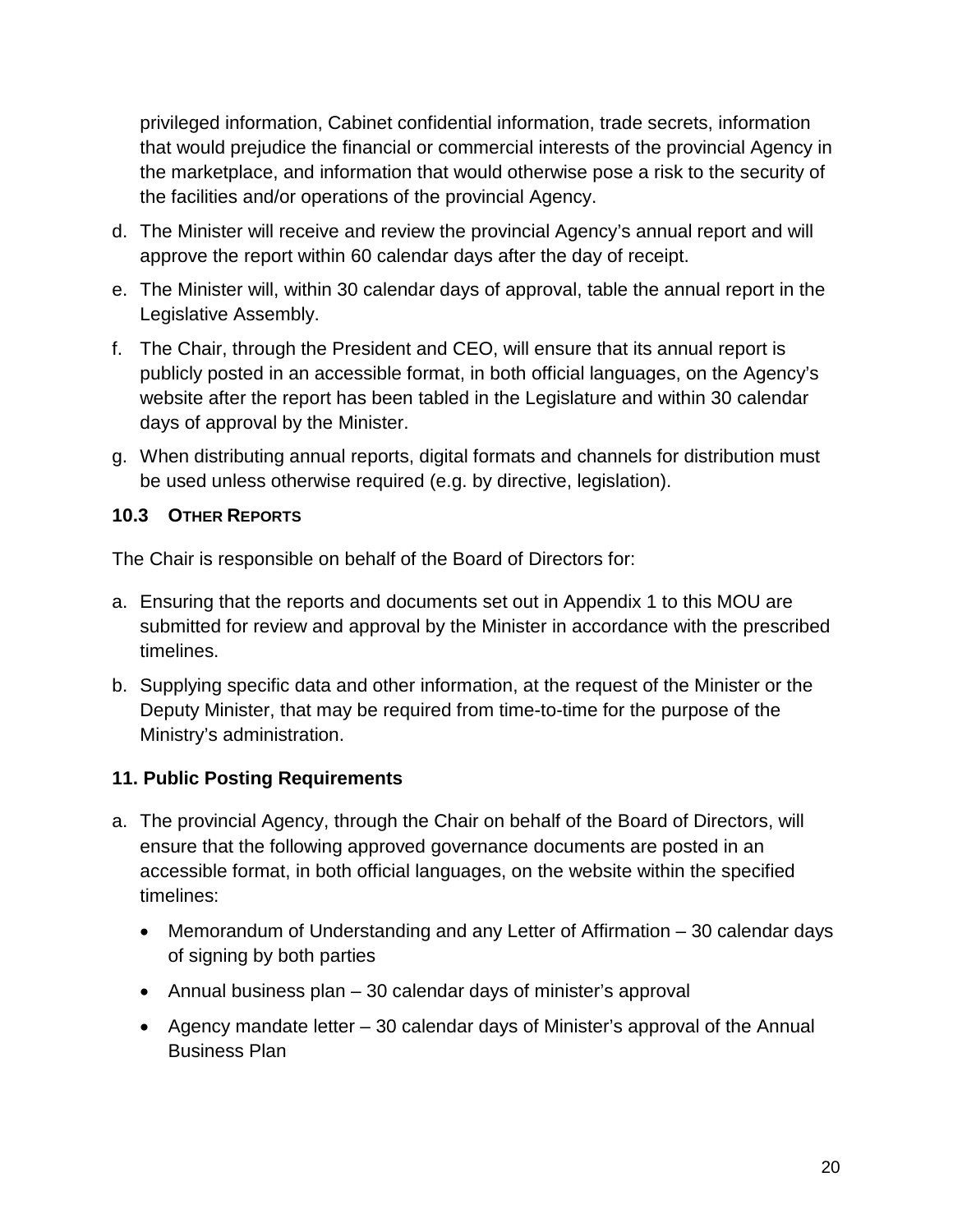privileged information, Cabinet confidential information, trade secrets, information that would prejudice the financial or commercial interests of the provincial Agency in the marketplace, and information that would otherwise pose a risk to the security of the facilities and/or operations of the provincial Agency.

d. The Minister will receive and review the provincial Agency's annual report and will approve the report within 60 calendar days after the day of receipt.

e. The Minister will, within 30 calendar days of approval, table the annual report in the Legislative Assembly.

f. The Chair, through the President and CEO, will ensure that its annual report is publicly posted in an accessible format, in both official languages, on the Agency's website after the report has been tabled in the Legislature and within 30 calendar days of approval by the Minister.

g. When distributing annual reports, digital formats and channels for distribution must be used unless otherwise required (e.g. by directive, legislation).

### 10.3 OTHER REPORTS

The Chair is responsible on behalf of the Board of Directors for:

a. Ensuring that the reports and documents set out in Appendix 1 to this MOU are submitted for review and approval by the Minister in accordance with the prescribed timelines.

b. Supplying specific data and other information, at the request of the Minister or the Deputy Minister, that may be required from time-to-time for the purpose of the Ministry's administration.

## 11. Public Posting Requirements

a. The provincial Agency, through the Chair on behalf of the Board of Directors, will ensure that the following approved governance documents are posted in an accessible format, in both official languages, on the website within the specified timelines:

   - Memorandum of Understanding and any Letter of Affirmation – 30 calendar days of signing by both parties
   - Annual business plan – 30 calendar days of minister's approval
   - Agency mandate letter – 30 calendar days of Minister's approval of the Annual Business Plan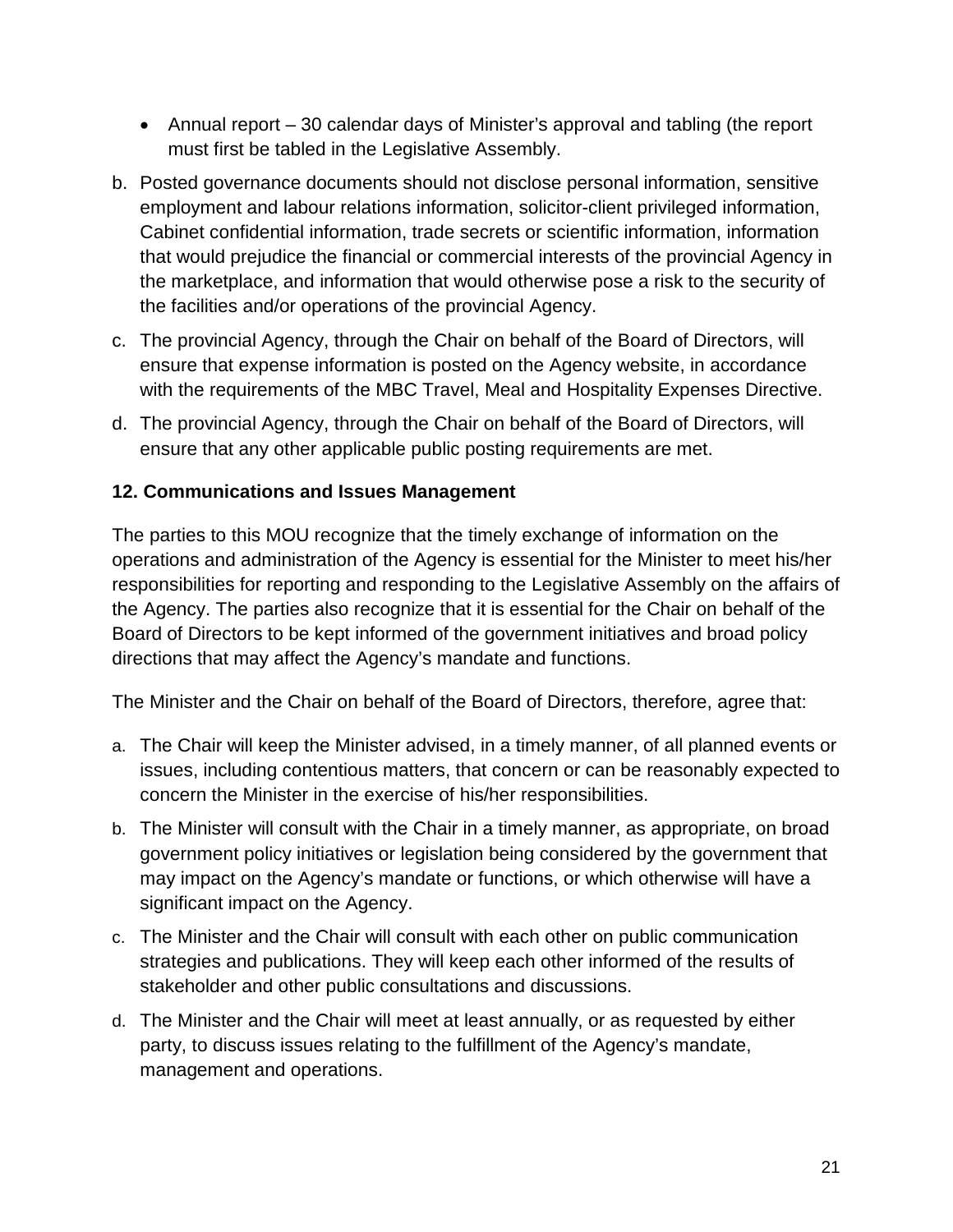- Annual report – 30 calendar days of Minister's approval and tabling (the report must first be tabled in the Legislative Assembly.

b. Posted governance documents should not disclose personal information, sensitive employment and labour relations information, solicitor-client privileged information, Cabinet confidential information, trade secrets or scientific information, information that would prejudice the financial or commercial interests of the provincial Agency in the marketplace, and information that would otherwise pose a risk to the security of the facilities and/or operations of the provincial Agency.

c. The provincial Agency, through the Chair on behalf of the Board of Directors, will ensure that expense information is posted on the Agency website, in accordance with the requirements of the MBC Travel, Meal and Hospitality Expenses Directive.

d. The provincial Agency, through the Chair on behalf of the Board of Directors, will ensure that any other applicable public posting requirements are met.

**12. Communications and Issues Management**

The parties to this MOU recognize that the timely exchange of information on the operations and administration of the Agency is essential for the Minister to meet his/her responsibilities for reporting and responding to the Legislative Assembly on the affairs of the Agency. The parties also recognize that it is essential for the Chair on behalf of the Board of Directors to be kept informed of the government initiatives and broad policy directions that may affect the Agency's mandate and functions.

The Minister and the Chair on behalf of the Board of Directors, therefore, agree that:

a. The Chair will keep the Minister advised, in a timely manner, of all planned events or issues, including contentious matters, that concern or can be reasonably expected to concern the Minister in the exercise of his/her responsibilities.

b. The Minister will consult with the Chair in a timely manner, as appropriate, on broad government policy initiatives or legislation being considered by the government that may impact on the Agency's mandate or functions, or which otherwise will have a significant impact on the Agency.

c. The Minister and the Chair will consult with each other on public communication strategies and publications. They will keep each other informed of the results of stakeholder and other public consultations and discussions.

d. The Minister and the Chair will meet at least annually, or as requested by either party, to discuss issues relating to the fulfillment of the Agency's mandate, management and operations.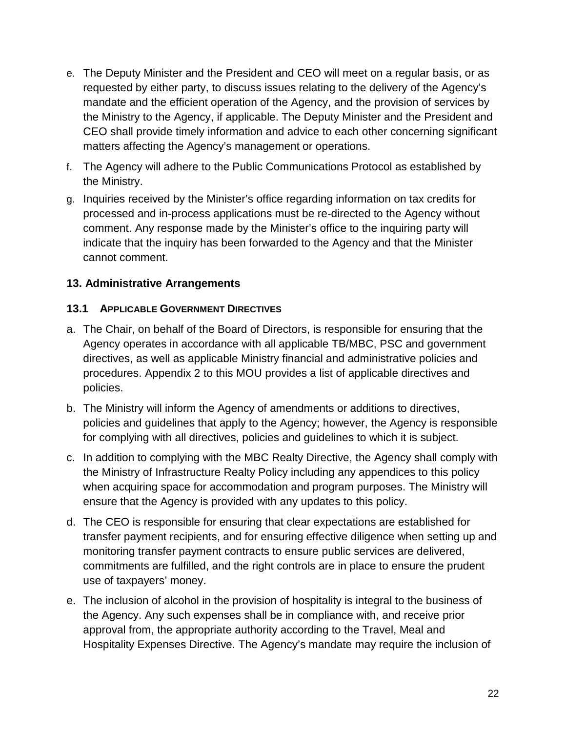e. The Deputy Minister and the President and CEO will meet on a regular basis, or as requested by either party, to discuss issues relating to the delivery of the Agency's mandate and the efficient operation of the Agency, and the provision of services by the Ministry to the Agency, if applicable. The Deputy Minister and the President and CEO shall provide timely information and advice to each other concerning significant matters affecting the Agency's management or operations.

f. The Agency will adhere to the Public Communications Protocol as established by the Ministry.

g. Inquiries received by the Minister's office regarding information on tax credits for processed and in-process applications must be re-directed to the Agency without comment. Any response made by the Minister's office to the inquiring party will indicate that the inquiry has been forwarded to the Agency and that the Minister cannot comment.

## 13. Administrative Arrangements

### 13.1 APPLICABLE GOVERNMENT DIRECTIVES

a. The Chair, on behalf of the Board of Directors, is responsible for ensuring that the Agency operates in accordance with all applicable TB/MBC, PSC and government directives, as well as applicable Ministry financial and administrative policies and procedures. Appendix 2 to this MOU provides a list of applicable directives and policies.

b. The Ministry will inform the Agency of amendments or additions to directives, policies and guidelines that apply to the Agency; however, the Agency is responsible for complying with all directives, policies and guidelines to which it is subject.

c. In addition to complying with the MBC Realty Directive, the Agency shall comply with the Ministry of Infrastructure Realty Policy including any appendices to this policy when acquiring space for accommodation and program purposes. The Ministry will ensure that the Agency is provided with any updates to this policy.

d. The CEO is responsible for ensuring that clear expectations are established for transfer payment recipients, and for ensuring effective diligence when setting up and monitoring transfer payment contracts to ensure public services are delivered, commitments are fulfilled, and the right controls are in place to ensure the prudent use of taxpayers' money.

e. The inclusion of alcohol in the provision of hospitality is integral to the business of the Agency. Any such expenses shall be in compliance with, and receive prior approval from, the appropriate authority according to the Travel, Meal and Hospitality Expenses Directive. The Agency's mandate may require the inclusion of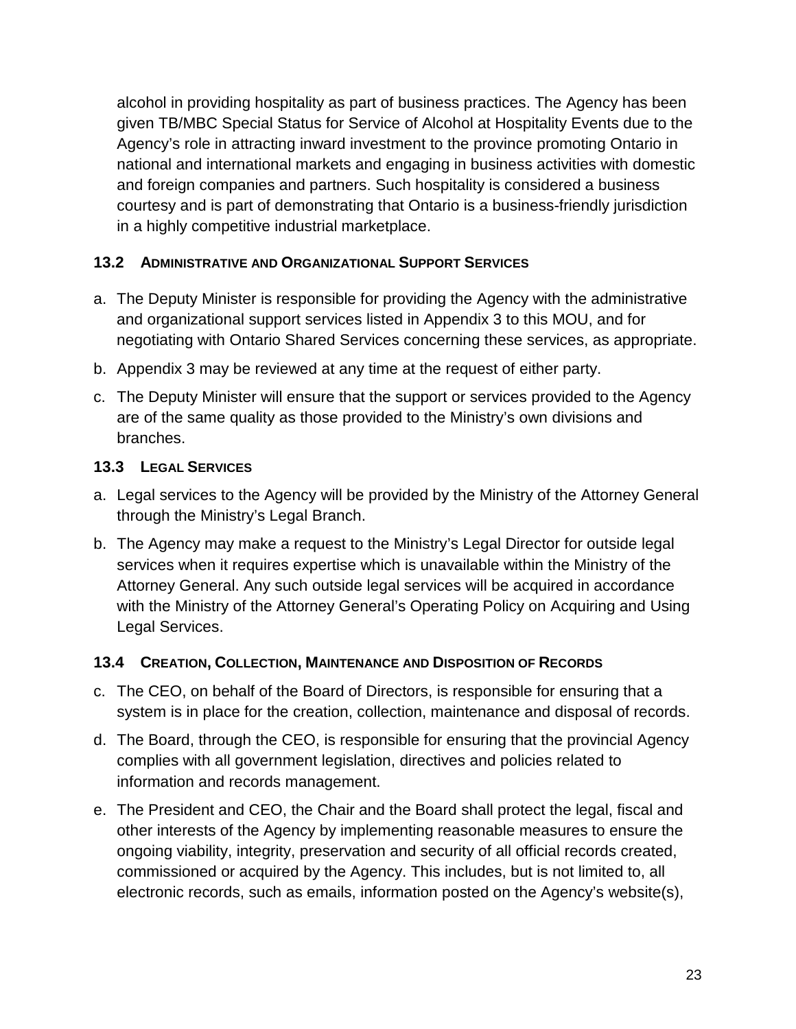alcohol in providing hospitality as part of business practices. The Agency has been given TB/MBC Special Status for Service of Alcohol at Hospitality Events due to the Agency's role in attracting inward investment to the province promoting Ontario in national and international markets and engaging in business activities with domestic and foreign companies and partners. Such hospitality is considered a business courtesy and is part of demonstrating that Ontario is a business-friendly jurisdiction in a highly competitive industrial marketplace.

### 13.2 Administrative and Organizational Support Services

a. The Deputy Minister is responsible for providing the Agency with the administrative and organizational support services listed in Appendix 3 to this MOU, and for negotiating with Ontario Shared Services concerning these services, as appropriate.

b. Appendix 3 may be reviewed at any time at the request of either party.

c. The Deputy Minister will ensure that the support or services provided to the Agency are of the same quality as those provided to the Ministry's own divisions and branches.

### 13.3 Legal Services

a. Legal services to the Agency will be provided by the Ministry of the Attorney General through the Ministry's Legal Branch.

b. The Agency may make a request to the Ministry's Legal Director for outside legal services when it requires expertise which is unavailable within the Ministry of the Attorney General. Any such outside legal services will be acquired in accordance with the Ministry of the Attorney General's Operating Policy on Acquiring and Using Legal Services.

### 13.4 Creation, Collection, Maintenance and Disposition of Records

c. The CEO, on behalf of the Board of Directors, is responsible for ensuring that a system is in place for the creation, collection, maintenance and disposal of records.

d. The Board, through the CEO, is responsible for ensuring that the provincial Agency complies with all government legislation, directives and policies related to information and records management.

e. The President and CEO, the Chair and the Board shall protect the legal, fiscal and other interests of the Agency by implementing reasonable measures to ensure the ongoing viability, integrity, preservation and security of all official records created, commissioned or acquired by the Agency. This includes, but is not limited to, all electronic records, such as emails, information posted on the Agency's website(s),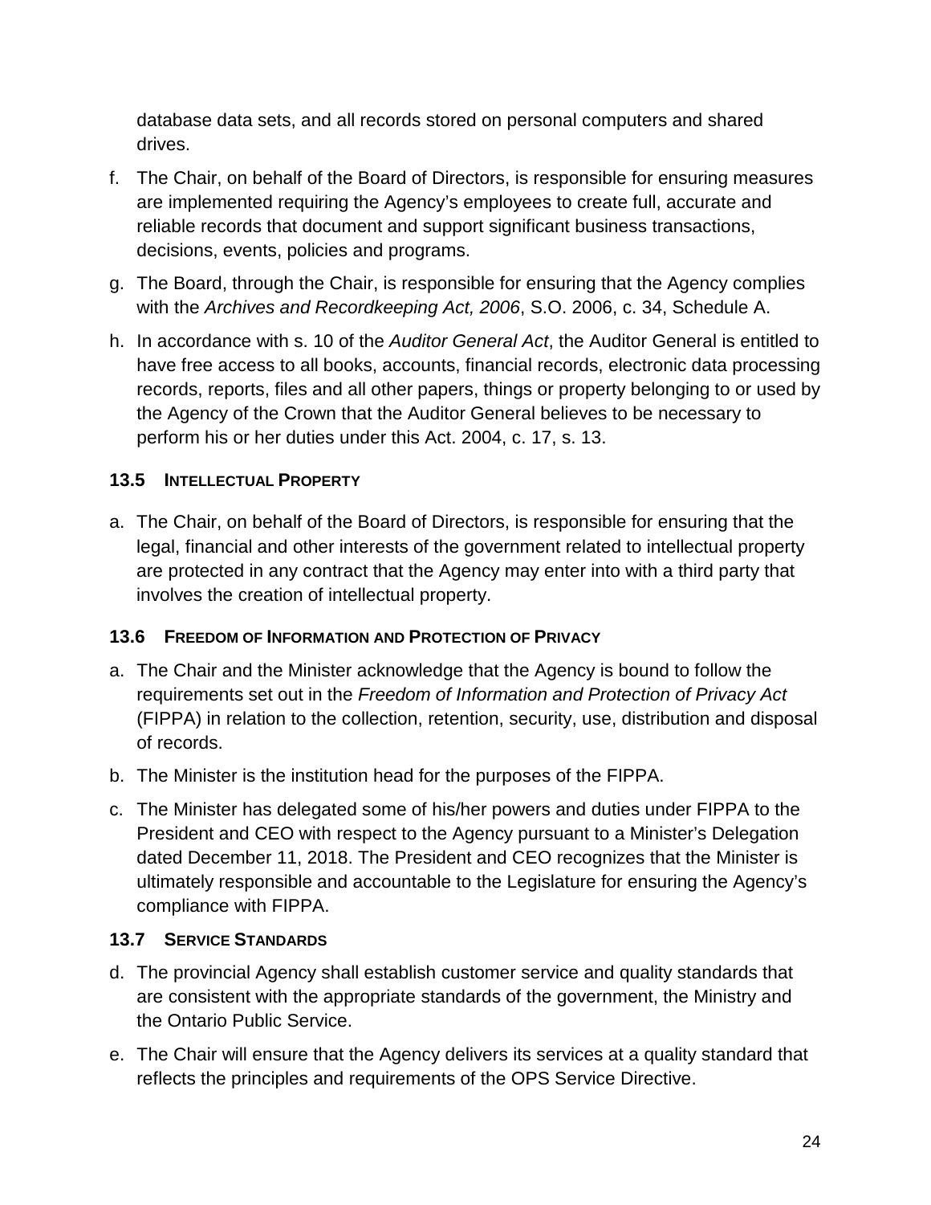database data sets, and all records stored on personal computers and shared drives.

f. The Chair, on behalf of the Board of Directors, is responsible for ensuring measures are implemented requiring the Agency's employees to create full, accurate and reliable records that document and support significant business transactions, decisions, events, policies and programs.

g. The Board, through the Chair, is responsible for ensuring that the Agency complies with the *Archives and Recordkeeping Act, 2006*, S.O. 2006, c. 34, Schedule A.

h. In accordance with s. 10 of the *Auditor General Act*, the Auditor General is entitled to have free access to all books, accounts, financial records, electronic data processing records, reports, files and all other papers, things or property belonging to or used by the Agency of the Crown that the Auditor General believes to be necessary to perform his or her duties under this Act. 2004, c. 17, s. 13.

### 13.5 Intellectual Property

a. The Chair, on behalf of the Board of Directors, is responsible for ensuring that the legal, financial and other interests of the government related to intellectual property are protected in any contract that the Agency may enter into with a third party that involves the creation of intellectual property.

### 13.6 Freedom of Information and Protection of Privacy

a. The Chair and the Minister acknowledge that the Agency is bound to follow the requirements set out in the *Freedom of Information and Protection of Privacy Act* (FIPPA) in relation to the collection, retention, security, use, distribution and disposal of records.

b. The Minister is the institution head for the purposes of the FIPPA.

c. The Minister has delegated some of his/her powers and duties under FIPPA to the President and CEO with respect to the Agency pursuant to a Minister's Delegation dated December 11, 2018. The President and CEO recognizes that the Minister is ultimately responsible and accountable to the Legislature for ensuring the Agency's compliance with FIPPA.

### 13.7 Service Standards

d. The provincial Agency shall establish customer service and quality standards that are consistent with the appropriate standards of the government, the Ministry and the Ontario Public Service.

e. The Chair will ensure that the Agency delivers its services at a quality standard that reflects the principles and requirements of the OPS Service Directive.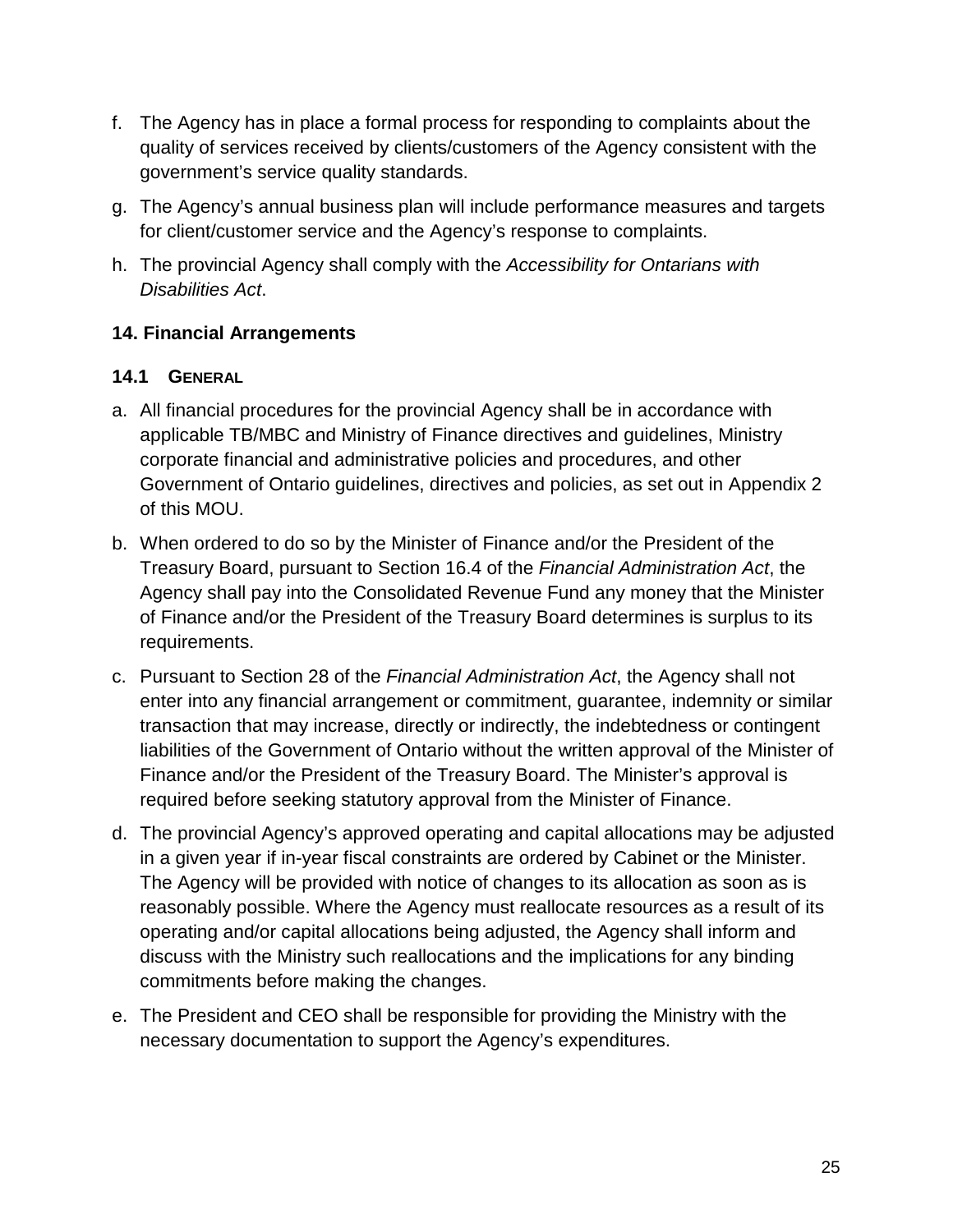f. The Agency has in place a formal process for responding to complaints about the quality of services received by clients/customers of the Agency consistent with the government's service quality standards.

g. The Agency's annual business plan will include performance measures and targets for client/customer service and the Agency's response to complaints.

h. The provincial Agency shall comply with the *Accessibility for Ontarians with Disabilities Act*.

## 14. Financial Arrangements

### 14.1 General

a. All financial procedures for the provincial Agency shall be in accordance with applicable TB/MBC and Ministry of Finance directives and guidelines, Ministry corporate financial and administrative policies and procedures, and other Government of Ontario guidelines, directives and policies, as set out in Appendix 2 of this MOU.

b. When ordered to do so by the Minister of Finance and/or the President of the Treasury Board, pursuant to Section 16.4 of the *Financial Administration Act*, the Agency shall pay into the Consolidated Revenue Fund any money that the Minister of Finance and/or the President of the Treasury Board determines is surplus to its requirements.

c. Pursuant to Section 28 of the *Financial Administration Act*, the Agency shall not enter into any financial arrangement or commitment, guarantee, indemnity or similar transaction that may increase, directly or indirectly, the indebtedness or contingent liabilities of the Government of Ontario without the written approval of the Minister of Finance and/or the President of the Treasury Board. The Minister's approval is required before seeking statutory approval from the Minister of Finance.

d. The provincial Agency's approved operating and capital allocations may be adjusted in a given year if in-year fiscal constraints are ordered by Cabinet or the Minister. The Agency will be provided with notice of changes to its allocation as soon as is reasonably possible. Where the Agency must reallocate resources as a result of its operating and/or capital allocations being adjusted, the Agency shall inform and discuss with the Ministry such reallocations and the implications for any binding commitments before making the changes.

e. The President and CEO shall be responsible for providing the Ministry with the necessary documentation to support the Agency's expenditures.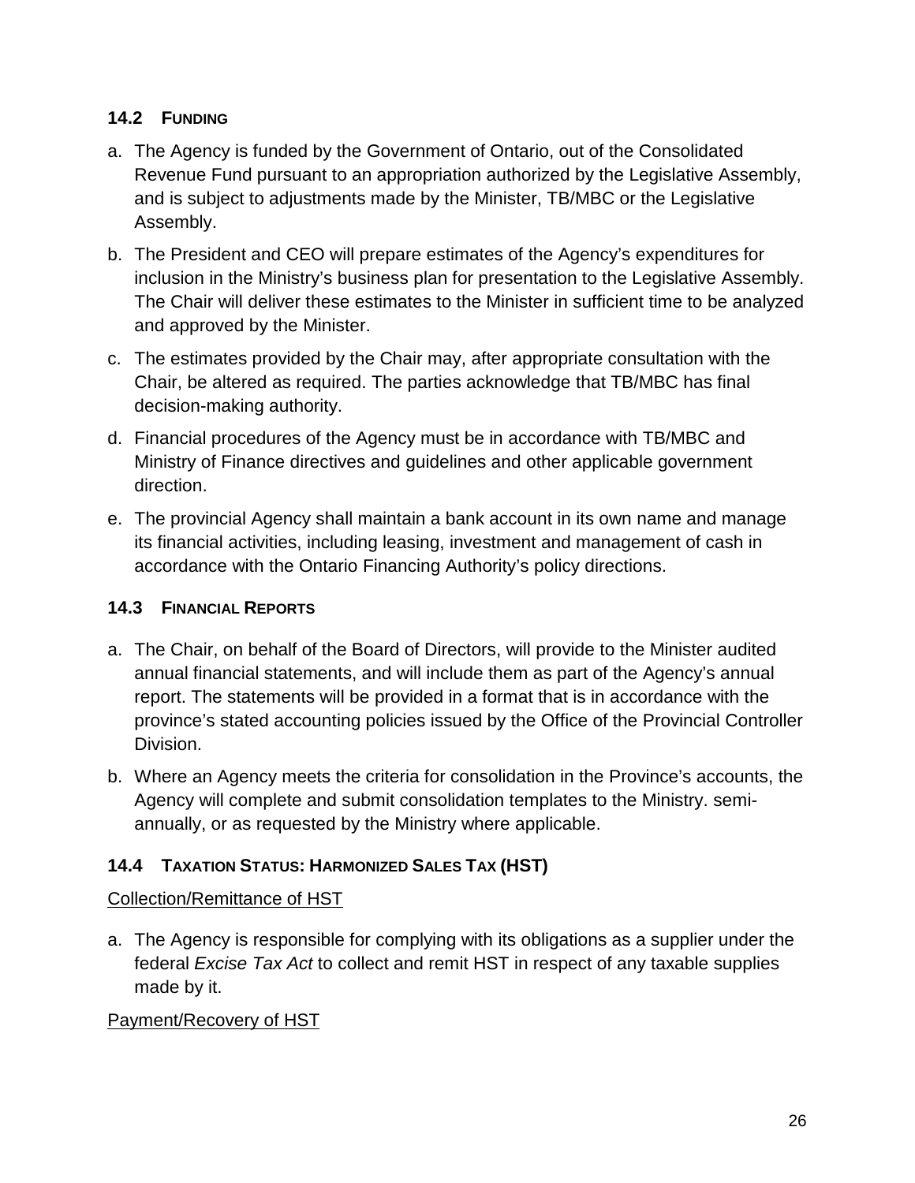### 14.2 Funding

a. The Agency is funded by the Government of Ontario, out of the Consolidated Revenue Fund pursuant to an appropriation authorized by the Legislative Assembly, and is subject to adjustments made by the Minister, TB/MBC or the Legislative Assembly.

b. The President and CEO will prepare estimates of the Agency's expenditures for inclusion in the Ministry's business plan for presentation to the Legislative Assembly. The Chair will deliver these estimates to the Minister in sufficient time to be analyzed and approved by the Minister.

c. The estimates provided by the Chair may, after appropriate consultation with the Chair, be altered as required. The parties acknowledge that TB/MBC has final decision-making authority.

d. Financial procedures of the Agency must be in accordance with TB/MBC and Ministry of Finance directives and guidelines and other applicable government direction.

e. The provincial Agency shall maintain a bank account in its own name and manage its financial activities, including leasing, investment and management of cash in accordance with the Ontario Financing Authority's policy directions.

### 14.3 Financial Reports

a. The Chair, on behalf of the Board of Directors, will provide to the Minister audited annual financial statements, and will include them as part of the Agency's annual report. The statements will be provided in a format that is in accordance with the province's stated accounting policies issued by the Office of the Provincial Controller Division.

b. Where an Agency meets the criteria for consolidation in the Province's accounts, the Agency will complete and submit consolidation templates to the Ministry. semi-annually, or as requested by the Ministry where applicable.

### 14.4 Taxation Status: Harmonized Sales Tax (HST)

Collection/Remittance of HST

a. The Agency is responsible for complying with its obligations as a supplier under the federal *Excise Tax Act* to collect and remit HST in respect of any taxable supplies made by it.

Payment/Recovery of HST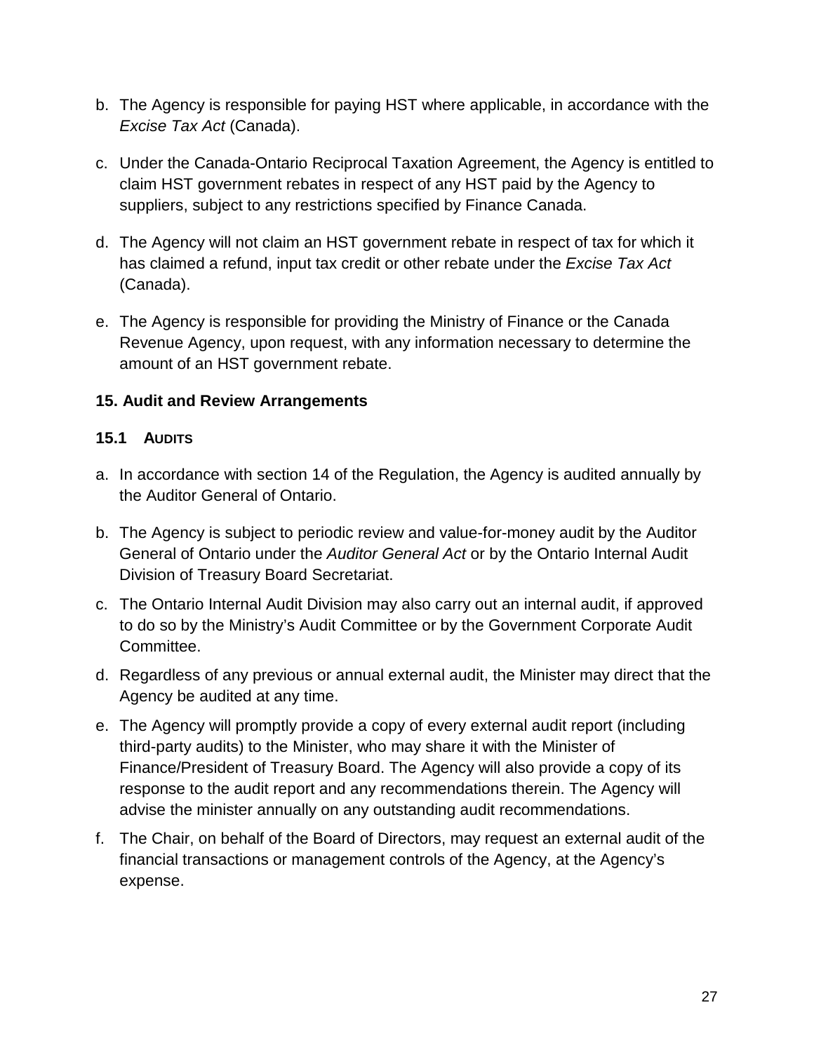b. The Agency is responsible for paying HST where applicable, in accordance with the *Excise Tax Act* (Canada).

c. Under the Canada-Ontario Reciprocal Taxation Agreement, the Agency is entitled to claim HST government rebates in respect of any HST paid by the Agency to suppliers, subject to any restrictions specified by Finance Canada.

d. The Agency will not claim an HST government rebate in respect of tax for which it has claimed a refund, input tax credit or other rebate under the *Excise Tax Act* (Canada).

e. The Agency is responsible for providing the Ministry of Finance or the Canada Revenue Agency, upon request, with any information necessary to determine the amount of an HST government rebate.

## 15. Audit and Review Arrangements

### 15.1 Audits

a. In accordance with section 14 of the Regulation, the Agency is audited annually by the Auditor General of Ontario.

b. The Agency is subject to periodic review and value-for-money audit by the Auditor General of Ontario under the *Auditor General Act* or by the Ontario Internal Audit Division of Treasury Board Secretariat.

c. The Ontario Internal Audit Division may also carry out an internal audit, if approved to do so by the Ministry's Audit Committee or by the Government Corporate Audit Committee.

d. Regardless of any previous or annual external audit, the Minister may direct that the Agency be audited at any time.

e. The Agency will promptly provide a copy of every external audit report (including third-party audits) to the Minister, who may share it with the Minister of Finance/President of Treasury Board. The Agency will also provide a copy of its response to the audit report and any recommendations therein. The Agency will advise the minister annually on any outstanding audit recommendations.

f. The Chair, on behalf of the Board of Directors, may request an external audit of the financial transactions or management controls of the Agency, at the Agency's expense.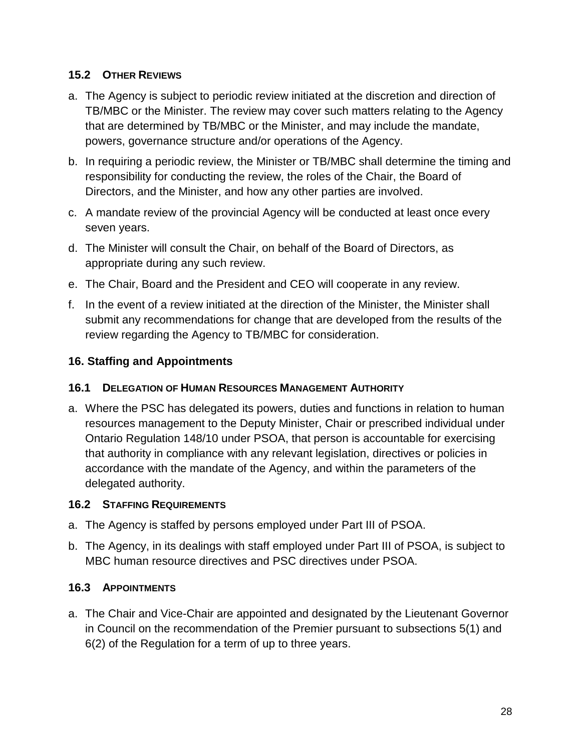### 15.2 Other Reviews

a. The Agency is subject to periodic review initiated at the discretion and direction of TB/MBC or the Minister. The review may cover such matters relating to the Agency that are determined by TB/MBC or the Minister, and may include the mandate, powers, governance structure and/or operations of the Agency.
b. In requiring a periodic review, the Minister or TB/MBC shall determine the timing and responsibility for conducting the review, the roles of the Chair, the Board of Directors, and the Minister, and how any other parties are involved.
c. A mandate review of the provincial Agency will be conducted at least once every seven years.
d. The Minister will consult the Chair, on behalf of the Board of Directors, as appropriate during any such review.
e. The Chair, Board and the President and CEO will cooperate in any review.
f. In the event of a review initiated at the direction of the Minister, the Minister shall submit any recommendations for change that are developed from the results of the review regarding the Agency to TB/MBC for consideration.

## 16. Staffing and Appointments

### 16.1 Delegation of Human Resources Management Authority

a. Where the PSC has delegated its powers, duties and functions in relation to human resources management to the Deputy Minister, Chair or prescribed individual under Ontario Regulation 148/10 under PSOA, that person is accountable for exercising that authority in compliance with any relevant legislation, directives or policies in accordance with the mandate of the Agency, and within the parameters of the delegated authority.

### 16.2 Staffing Requirements

a. The Agency is staffed by persons employed under Part III of PSOA.
b. The Agency, in its dealings with staff employed under Part III of PSOA, is subject to MBC human resource directives and PSC directives under PSOA.

### 16.3 Appointments

a. The Chair and Vice-Chair are appointed and designated by the Lieutenant Governor in Council on the recommendation of the Premier pursuant to subsections 5(1) and 6(2) of the Regulation for a term of up to three years.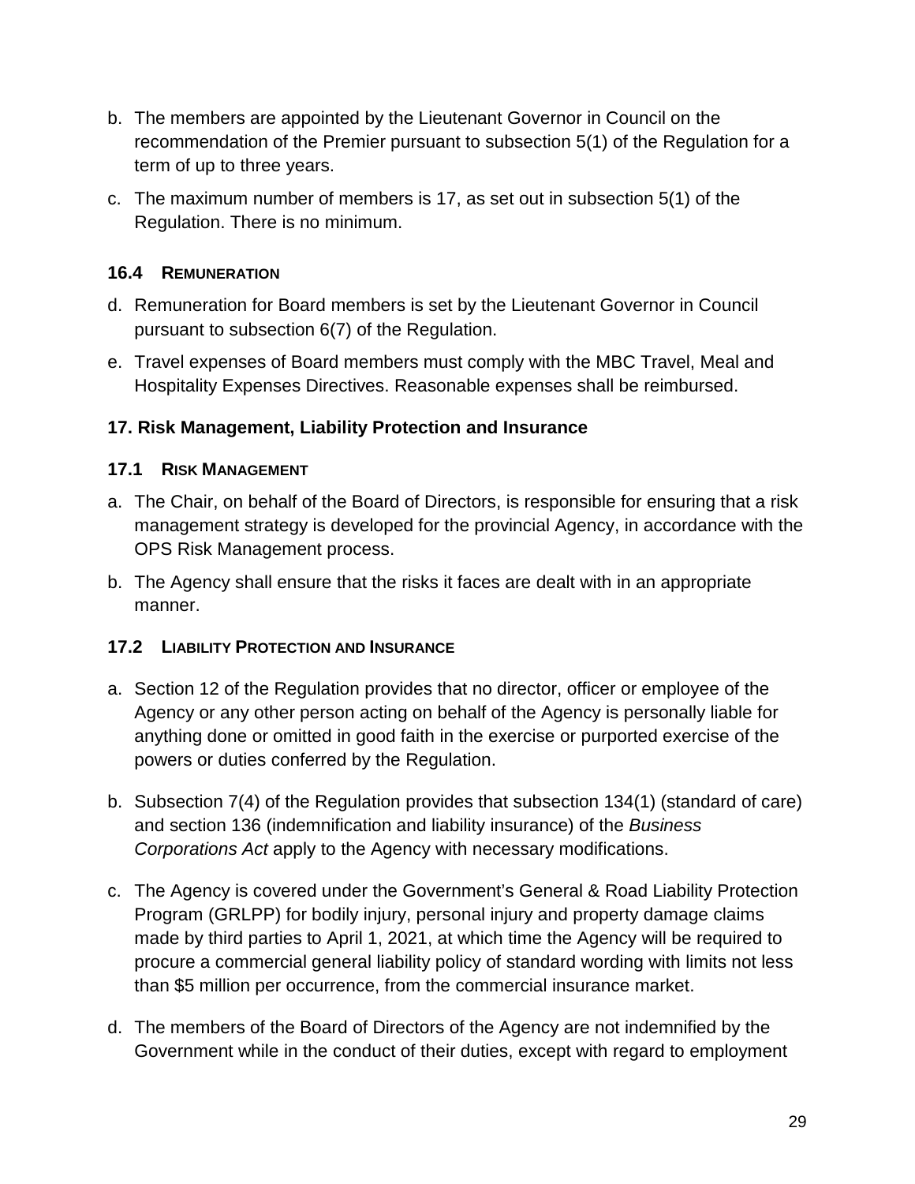b. The members are appointed by the Lieutenant Governor in Council on the recommendation of the Premier pursuant to subsection 5(1) of the Regulation for a term of up to three years.

c. The maximum number of members is 17, as set out in subsection 5(1) of the Regulation. There is no minimum.

### 16.4 Remuneration

d. Remuneration for Board members is set by the Lieutenant Governor in Council pursuant to subsection 6(7) of the Regulation.

e. Travel expenses of Board members must comply with the MBC Travel, Meal and Hospitality Expenses Directives. Reasonable expenses shall be reimbursed.

## 17. Risk Management, Liability Protection and Insurance

### 17.1 Risk Management

a. The Chair, on behalf of the Board of Directors, is responsible for ensuring that a risk management strategy is developed for the provincial Agency, in accordance with the OPS Risk Management process.

b. The Agency shall ensure that the risks it faces are dealt with in an appropriate manner.

### 17.2 Liability Protection and Insurance

a. Section 12 of the Regulation provides that no director, officer or employee of the Agency or any other person acting on behalf of the Agency is personally liable for anything done or omitted in good faith in the exercise or purported exercise of the powers or duties conferred by the Regulation.

b. Subsection 7(4) of the Regulation provides that subsection 134(1) (standard of care) and section 136 (indemnification and liability insurance) of the *Business Corporations Act* apply to the Agency with necessary modifications.

c. The Agency is covered under the Government's General & Road Liability Protection Program (GRLPP) for bodily injury, personal injury and property damage claims made by third parties to April 1, 2021, at which time the Agency will be required to procure a commercial general liability policy of standard wording with limits not less than $5 million per occurrence, from the commercial insurance market.

d. The members of the Board of Directors of the Agency are not indemnified by the Government while in the conduct of their duties, except with regard to employment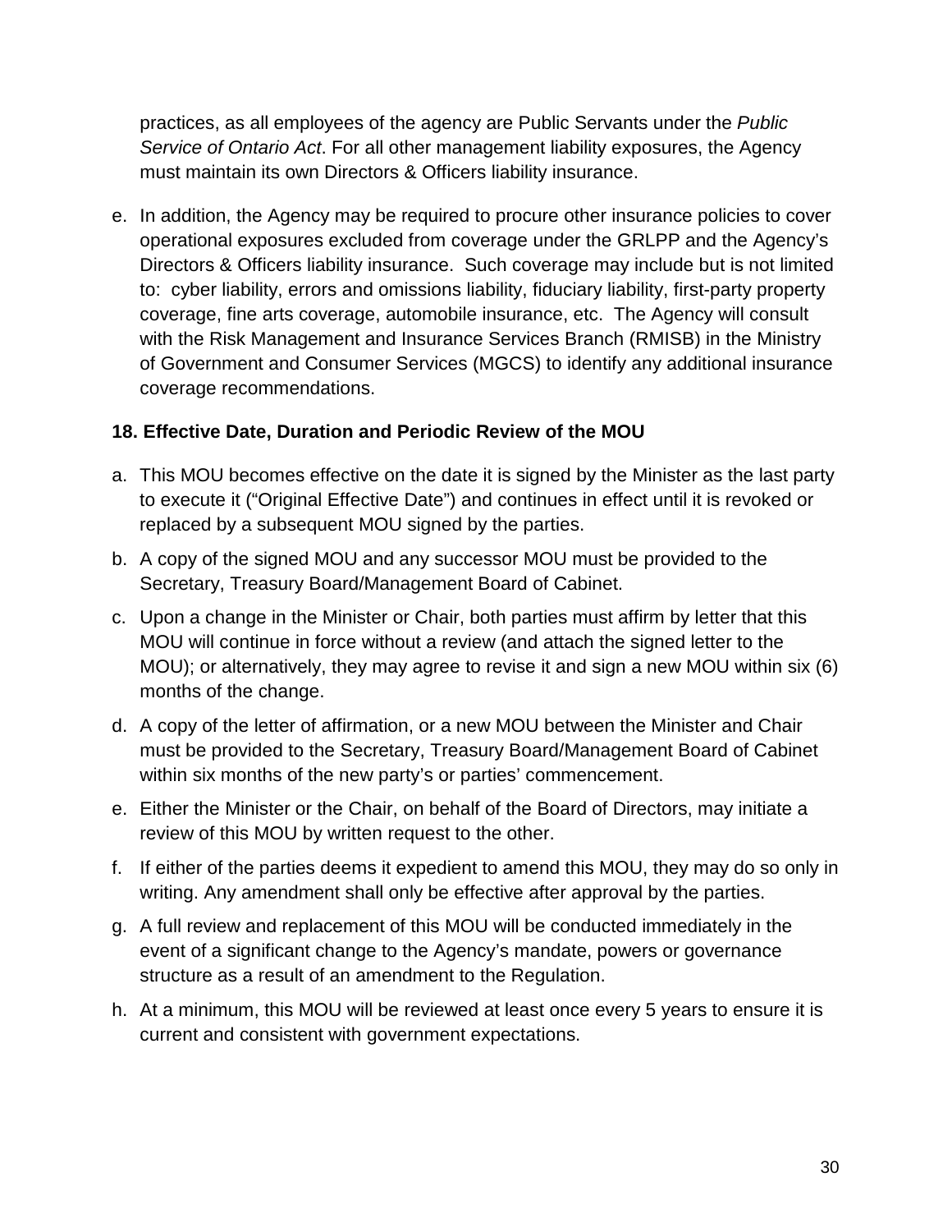practices, as all employees of the agency are Public Servants under the *Public Service of Ontario Act*. For all other management liability exposures, the Agency must maintain its own Directors & Officers liability insurance.

e. In addition, the Agency may be required to procure other insurance policies to cover operational exposures excluded from coverage under the GRLPP and the Agency's Directors & Officers liability insurance. Such coverage may include but is not limited to: cyber liability, errors and omissions liability, fiduciary liability, first-party property coverage, fine arts coverage, automobile insurance, etc. The Agency will consult with the Risk Management and Insurance Services Branch (RMISB) in the Ministry of Government and Consumer Services (MGCS) to identify any additional insurance coverage recommendations.

**18. Effective Date, Duration and Periodic Review of the MOU**

a. This MOU becomes effective on the date it is signed by the Minister as the last party to execute it ("Original Effective Date") and continues in effect until it is revoked or replaced by a subsequent MOU signed by the parties.

b. A copy of the signed MOU and any successor MOU must be provided to the Secretary, Treasury Board/Management Board of Cabinet.

c. Upon a change in the Minister or Chair, both parties must affirm by letter that this MOU will continue in force without a review (and attach the signed letter to the MOU); or alternatively, they may agree to revise it and sign a new MOU within six (6) months of the change.

d. A copy of the letter of affirmation, or a new MOU between the Minister and Chair must be provided to the Secretary, Treasury Board/Management Board of Cabinet within six months of the new party's or parties' commencement.

e. Either the Minister or the Chair, on behalf of the Board of Directors, may initiate a review of this MOU by written request to the other.

f. If either of the parties deems it expedient to amend this MOU, they may do so only in writing. Any amendment shall only be effective after approval by the parties.

g. A full review and replacement of this MOU will be conducted immediately in the event of a significant change to the Agency's mandate, powers or governance structure as a result of an amendment to the Regulation.

h. At a minimum, this MOU will be reviewed at least once every 5 years to ensure it is current and consistent with government expectations.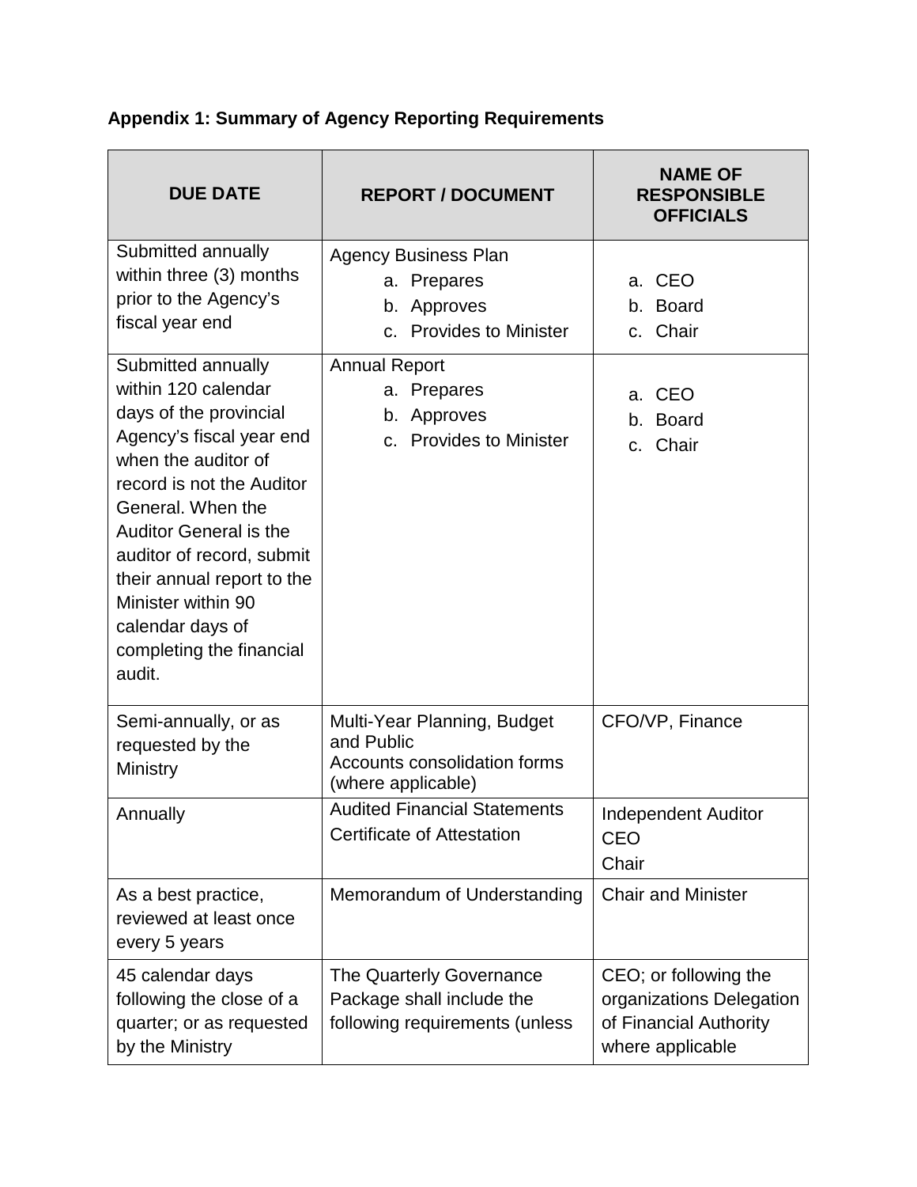**Appendix 1: Summary of Agency Reporting Requirements**

| DUE DATE | REPORT / DOCUMENT | NAME OF RESPONSIBLE OFFICIALS |
|---|---|---|
| Submitted annually within three (3) months prior to the Agency's fiscal year end | Agency Business Plan<br>a. Prepares<br>b. Approves<br>c. Provides to Minister | a. CEO<br>b. Board<br>c. Chair |
| Submitted annually within 120 calendar days of the provincial Agency's fiscal year end when the auditor of record is not the Auditor General. When the Auditor General is the auditor of record, submit their annual report to the Minister within 90 calendar days of completing the financial audit. | Annual Report<br>a. Prepares<br>b. Approves<br>c. Provides to Minister | a. CEO<br>b. Board<br>c. Chair |
| Semi-annually, or as requested by the Ministry | Multi-Year Planning, Budget and Public Accounts consolidation forms (where applicable) | CFO/VP, Finance |
| Annually | Audited Financial Statements<br>Certificate of Attestation | Independent Auditor<br>CEO<br>Chair |
| As a best practice, reviewed at least once every 5 years | Memorandum of Understanding | Chair and Minister |
| 45 calendar days following the close of a quarter; or as requested by the Ministry | The Quarterly Governance Package shall include the following requirements (unless | CEO; or following the organizations Delegation of Financial Authority where applicable |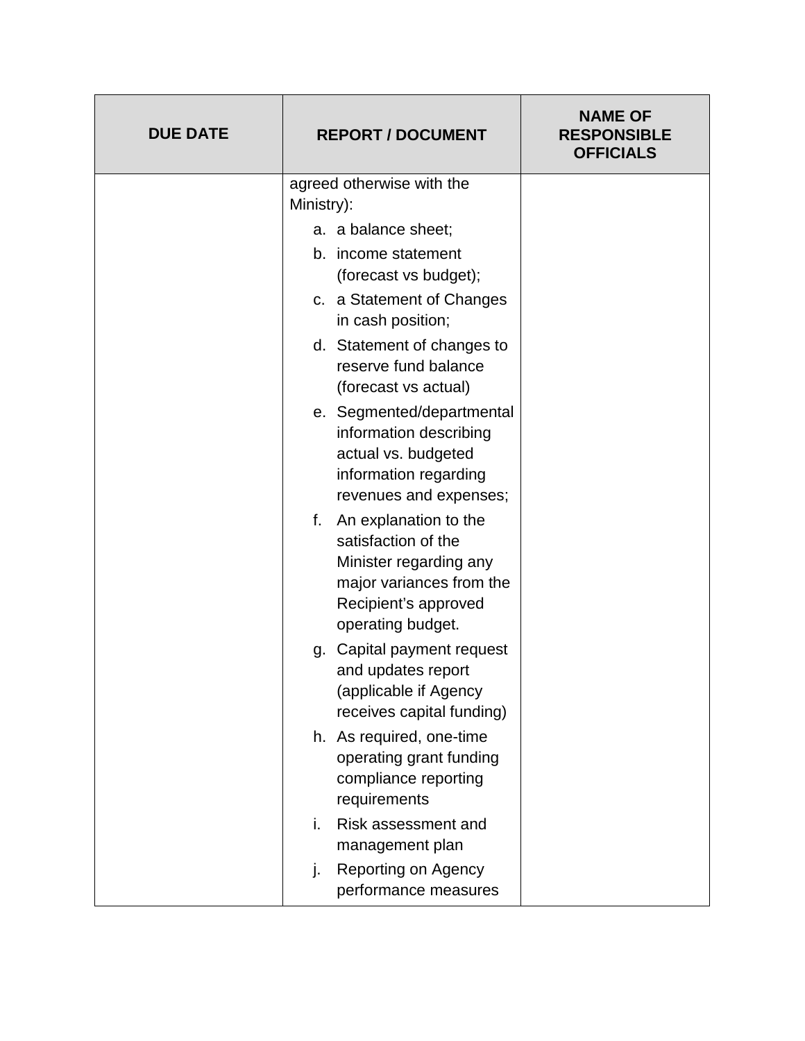| DUE DATE | REPORT / DOCUMENT | NAME OF RESPONSIBLE OFFICIALS |
|---|---|---|
| | agreed otherwise with the Ministry):<br>a. a balance sheet;<br>b. income statement (forecast vs budget);<br>c. a Statement of Changes in cash position;<br>d. Statement of changes to reserve fund balance (forecast vs actual)<br>e. Segmented/departmental information describing actual vs. budgeted information regarding revenues and expenses;<br>f. An explanation to the satisfaction of the Minister regarding any major variances from the Recipient's approved operating budget.<br>g. Capital payment request and updates report (applicable if Agency receives capital funding)<br>h. As required, one-time operating grant funding compliance reporting requirements<br>i. Risk assessment and management plan<br>j. Reporting on Agency performance measures | |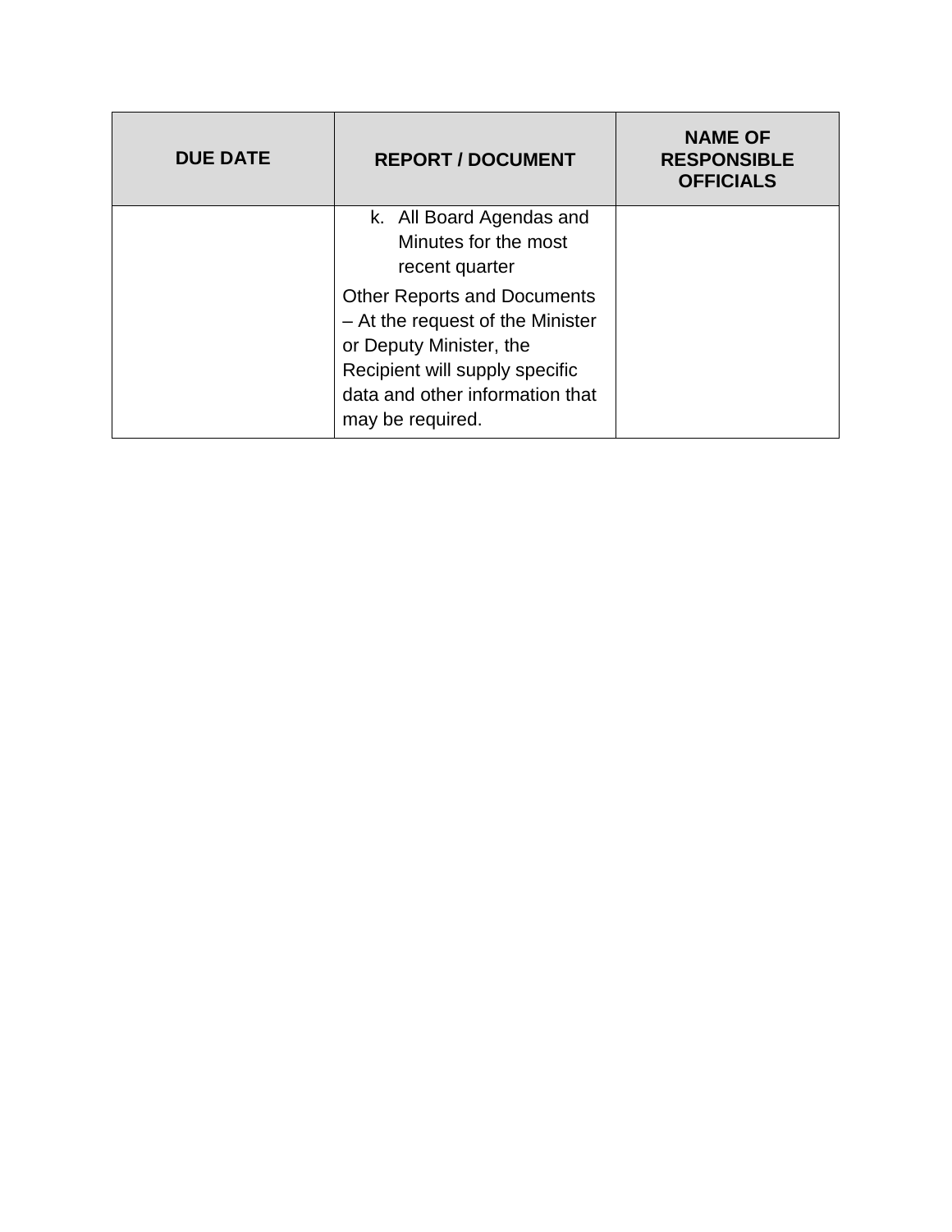| DUE DATE | REPORT / DOCUMENT | NAME OF RESPONSIBLE OFFICIALS |
|---|---|---|
| | k. All Board Agendas and Minutes for the most recent quarter<br><br>Other Reports and Documents – At the request of the Minister or Deputy Minister, the Recipient will supply specific data and other information that may be required. | |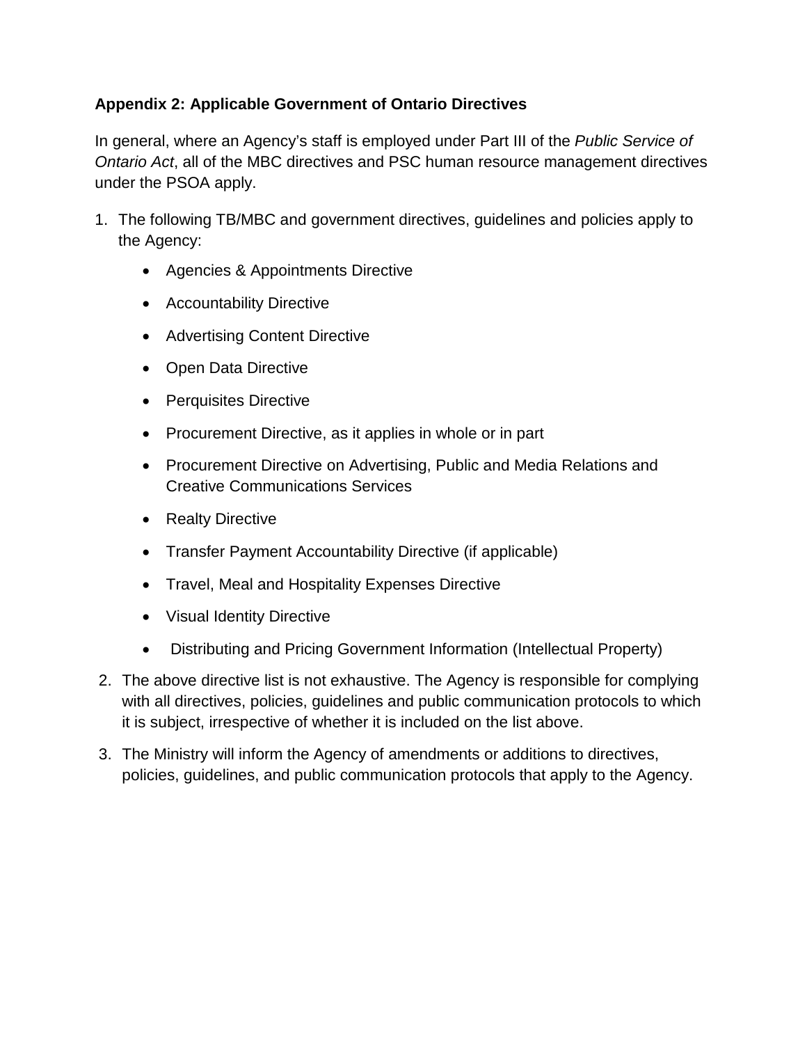**Appendix 2: Applicable Government of Ontario Directives**

In general, where an Agency's staff is employed under Part III of the *Public Service of Ontario Act*, all of the MBC directives and PSC human resource management directives under the PSOA apply.

1. The following TB/MBC and government directives, guidelines and policies apply to the Agency:
   - Agencies & Appointments Directive
   - Accountability Directive
   - Advertising Content Directive
   - Open Data Directive
   - Perquisites Directive
   - Procurement Directive, as it applies in whole or in part
   - Procurement Directive on Advertising, Public and Media Relations and Creative Communications Services
   - Realty Directive
   - Transfer Payment Accountability Directive (if applicable)
   - Travel, Meal and Hospitality Expenses Directive
   - Visual Identity Directive
   - Distributing and Pricing Government Information (Intellectual Property)
2. The above directive list is not exhaustive. The Agency is responsible for complying with all directives, policies, guidelines and public communication protocols to which it is subject, irrespective of whether it is included on the list above.
3. The Ministry will inform the Agency of amendments or additions to directives, policies, guidelines, and public communication protocols that apply to the Agency.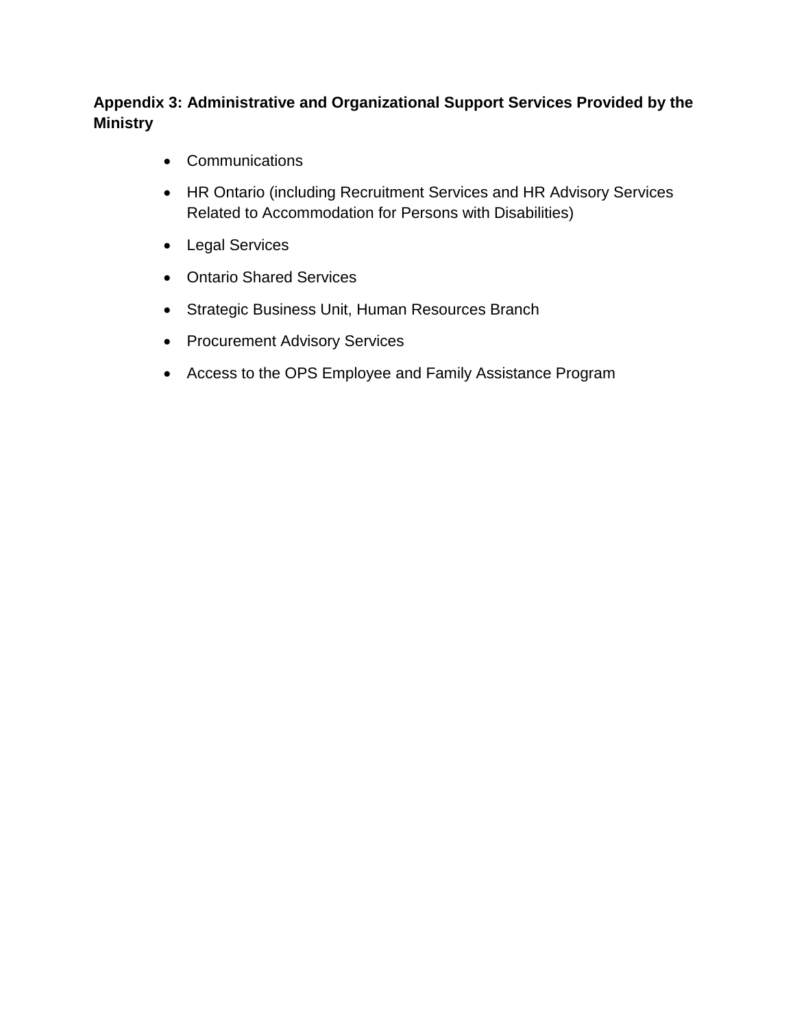**Appendix 3: Administrative and Organizational Support Services Provided by the Ministry**

- Communications
- HR Ontario (including Recruitment Services and HR Advisory Services Related to Accommodation for Persons with Disabilities)
- Legal Services
- Ontario Shared Services
- Strategic Business Unit, Human Resources Branch
- Procurement Advisory Services
- Access to the OPS Employee and Family Assistance Program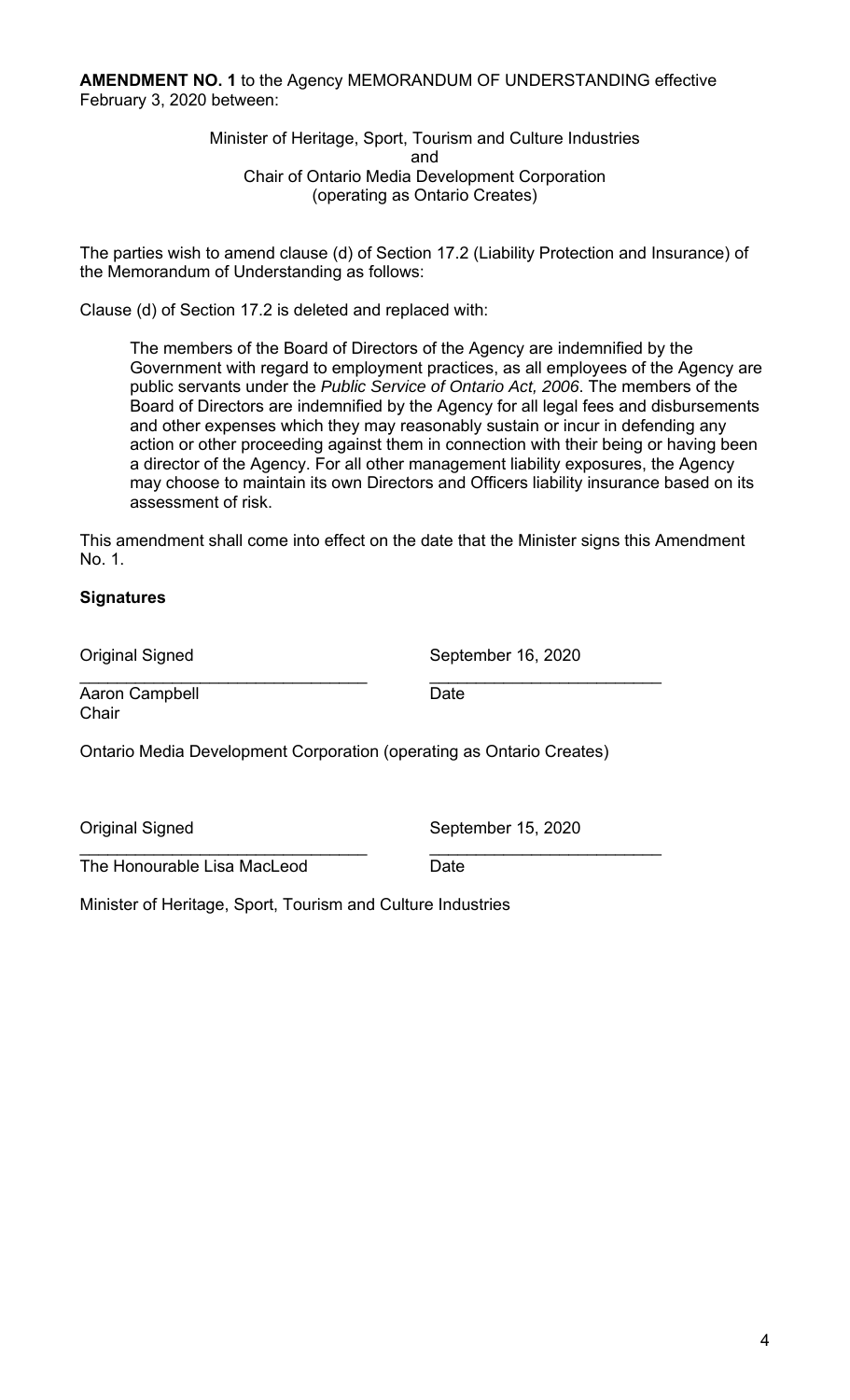**AMENDMENT NO. 1** to the Agency MEMORANDUM OF UNDERSTANDING effective February 3, 2020 between:

Minister of Heritage, Sport, Tourism and Culture Industries
and
Chair of Ontario Media Development Corporation
(operating as Ontario Creates)

The parties wish to amend clause (d) of Section 17.2 (Liability Protection and Insurance) of the Memorandum of Understanding as follows:

Clause (d) of Section 17.2 is deleted and replaced with:

> The members of the Board of Directors of the Agency are indemnified by the Government with regard to employment practices, as all employees of the Agency are public servants under the *Public Service of Ontario Act, 2006*. The members of the Board of Directors are indemnified by the Agency for all legal fees and disbursements and other expenses which they may reasonably sustain or incur in defending any action or other proceeding against them in connection with their being or having been a director of the Agency. For all other management liability exposures, the Agency may choose to maintain its own Directors and Officers liability insurance based on its assessment of risk.

This amendment shall come into effect on the date that the Minister signs this Amendment No. 1.

**Signatures**

| | |
|---|---|
| Original Signed | September 16, 2020 |
| Aaron Campbell<br>Chair | Date |

Ontario Media Development Corporation (operating as Ontario Creates)

| | |
|---|---|
| Original Signed | September 15, 2020 |
| The Honourable Lisa MacLeod | Date |

Minister of Heritage, Sport, Tourism and Culture Industries